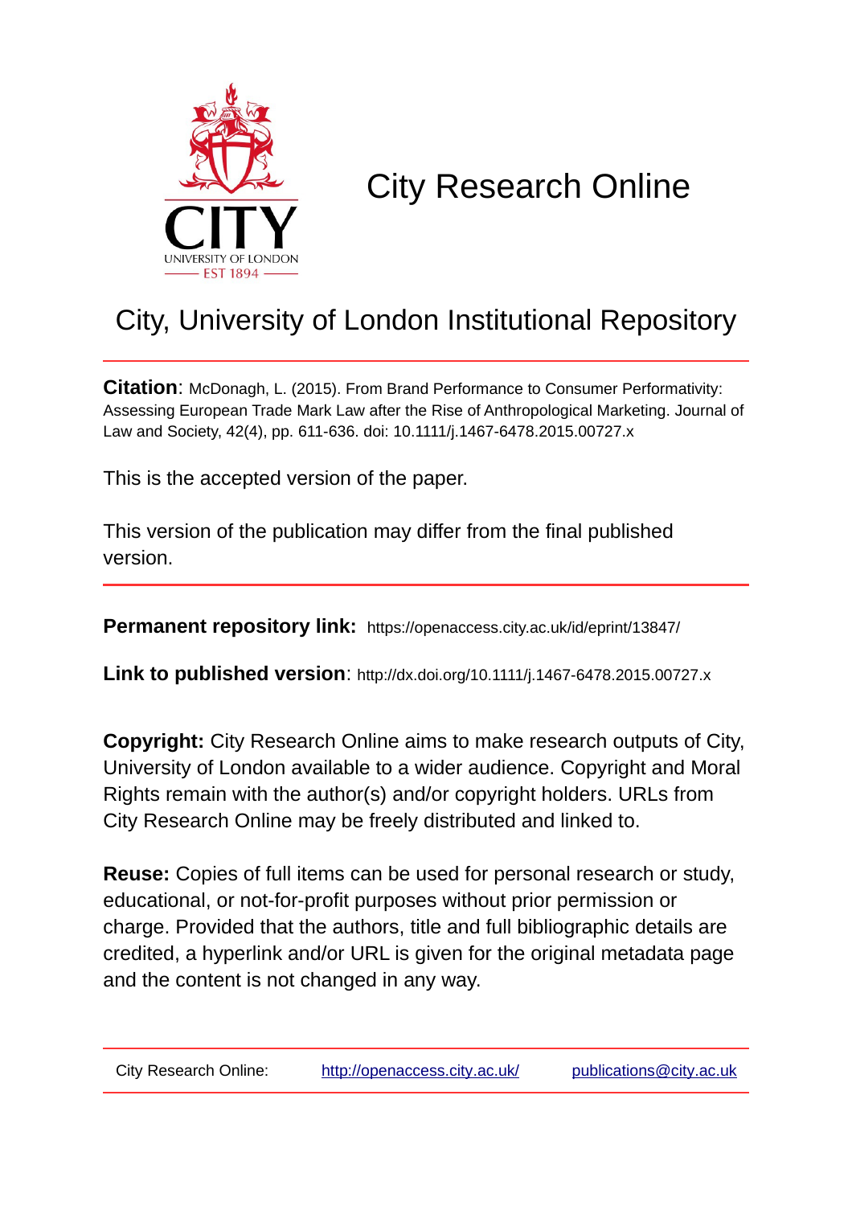# City Research Online

CITY
UNIVERSITY OF LONDON
EST 1894

## City, University of London Institutional Repository

**Citation**: McDonagh, L. (2015). From Brand Performance to Consumer Performativity: Assessing European Trade Mark Law after the Rise of Anthropological Marketing. Journal of Law and Society, 42(4), pp. 611-636. doi: 10.1111/j.1467-6478.2015.00727.x

This is the accepted version of the paper.

This version of the publication may differ from the final published version.

**Permanent repository link:** https://openaccess.city.ac.uk/id/eprint/13847/

**Link to published version**: http://dx.doi.org/10.1111/j.1467-6478.2015.00727.x

**Copyright:** City Research Online aims to make research outputs of City, University of London available to a wider audience. Copyright and Moral Rights remain with the author(s) and/or copyright holders. URLs from City Research Online may be freely distributed and linked to.

**Reuse:** Copies of full items can be used for personal research or study, educational, or not-for-profit purposes without prior permission or charge. Provided that the authors, title and full bibliographic details are credited, a hyperlink and/or URL is given for the original metadata page and the content is not changed in any way.

City Research Online: http://openaccess.city.ac.uk/ publications@city.ac.uk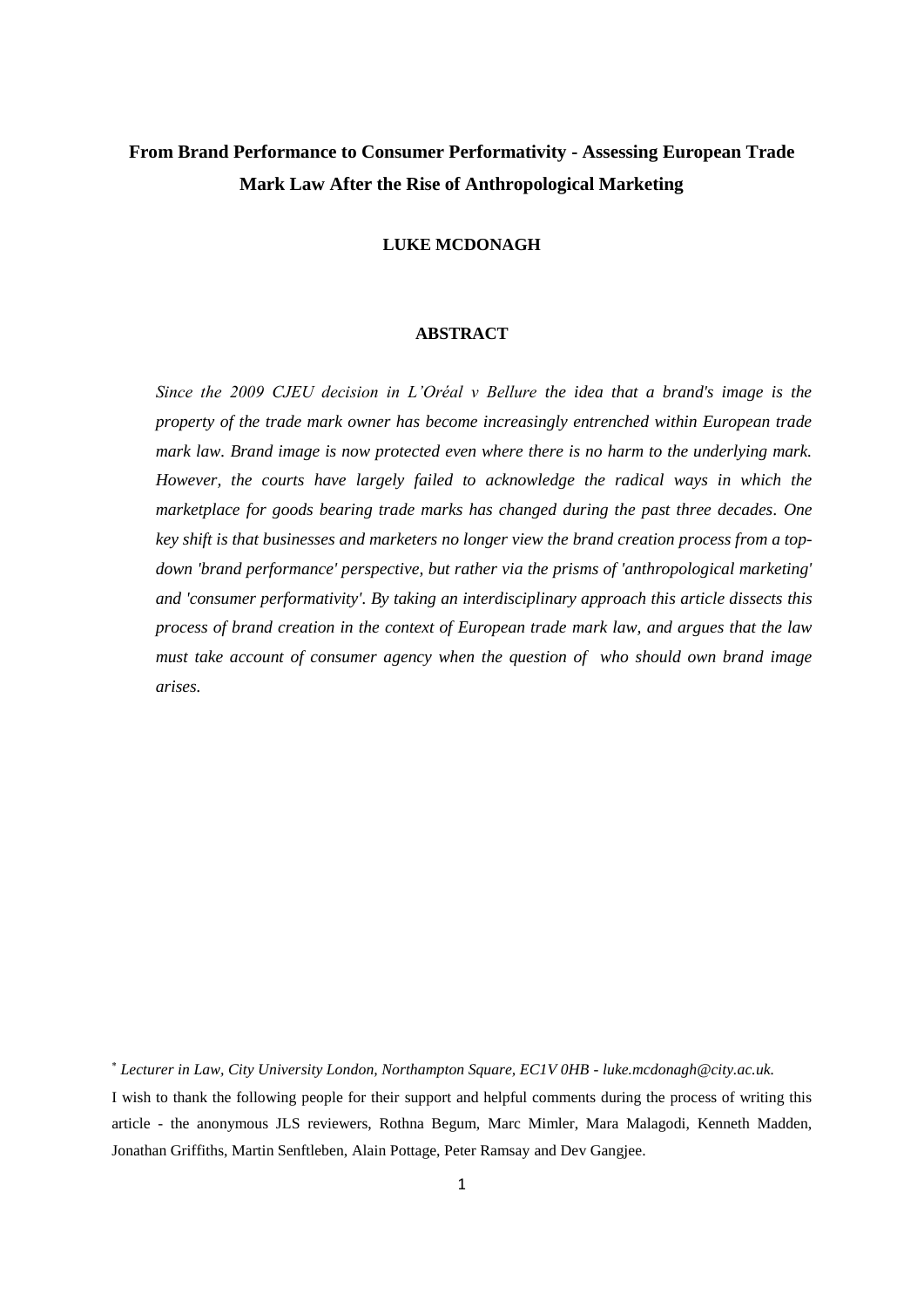# From Brand Performance to Consumer Performativity - Assessing European Trade Mark Law After the Rise of Anthropological Marketing

**LUKE MCDONAGH**

**ABSTRACT**

*Since the 2009 CJEU decision in L'Oréal v Bellure the idea that a brand's image is the property of the trade mark owner has become increasingly entrenched within European trade mark law. Brand image is now protected even where there is no harm to the underlying mark. However, the courts have largely failed to acknowledge the radical ways in which the marketplace for goods bearing trade marks has changed during the past three decades. One key shift is that businesses and marketers no longer view the brand creation process from a top-down 'brand performance' perspective, but rather via the prisms of 'anthropological marketing' and 'consumer performativity'. By taking an interdisciplinary approach this article dissects this process of brand creation in the context of European trade mark law, and argues that the law must take account of consumer agency when the question of who should own brand image arises.*

[*] *Lecturer in Law, City University London, Northampton Square, EC1V 0HB - luke.mcdonagh@city.ac.uk.*

I wish to thank the following people for their support and helpful comments during the process of writing this article - the anonymous JLS reviewers, Rothna Begum, Marc Mimler, Mara Malagodi, Kenneth Madden, Jonathan Griffiths, Martin Senftleben, Alain Pottage, Peter Ramsay and Dev Gangjee.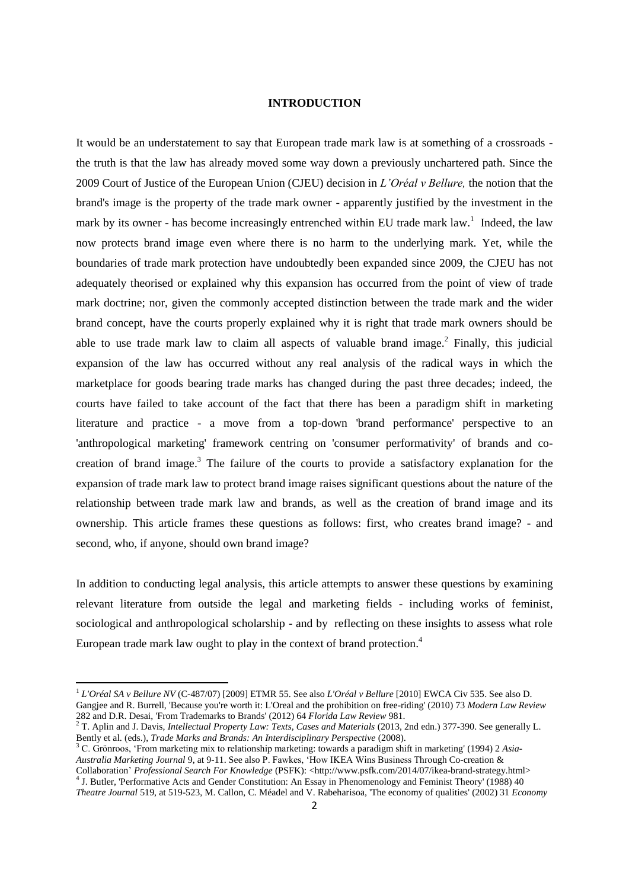# INTRODUCTION

It would be an understatement to say that European trade mark law is at something of a crossroads - the truth is that the law has already moved some way down a previously unchartered path. Since the 2009 Court of Justice of the European Union (CJEU) decision in *L'Oréal v Bellure,* the notion that the brand's image is the property of the trade mark owner - apparently justified by the investment in the mark by its owner - has become increasingly entrenched within EU trade mark law.[1] Indeed, the law now protects brand image even where there is no harm to the underlying mark. Yet, while the boundaries of trade mark protection have undoubtedly been expanded since 2009, the CJEU has not adequately theorised or explained why this expansion has occurred from the point of view of trade mark doctrine; nor, given the commonly accepted distinction between the trade mark and the wider brand concept, have the courts properly explained why it is right that trade mark owners should be able to use trade mark law to claim all aspects of valuable brand image.[2] Finally, this judicial expansion of the law has occurred without any real analysis of the radical ways in which the marketplace for goods bearing trade marks has changed during the past three decades; indeed, the courts have failed to take account of the fact that there has been a paradigm shift in marketing literature and practice - a move from a top-down 'brand performance' perspective to an 'anthropological marketing' framework centring on 'consumer performativity' of brands and co-creation of brand image.[3] The failure of the courts to provide a satisfactory explanation for the expansion of trade mark law to protect brand image raises significant questions about the nature of the relationship between trade mark law and brands, as well as the creation of brand image and its ownership. This article frames these questions as follows: first, who creates brand image? - and second, who, if anyone, should own brand image?

In addition to conducting legal analysis, this article attempts to answer these questions by examining relevant literature from outside the legal and marketing fields - including works of feminist, sociological and anthropological scholarship - and by reflecting on these insights to assess what role European trade mark law ought to play in the context of brand protection.[4]

---

[1] *L'Oréal SA v Bellure NV* (C-487/07) [2009] ETMR 55. See also *L'Oréal v Bellure* [2010] EWCA Civ 535. See also D. Gangjee and R. Burrell, 'Because you're worth it: L'Oreal and the prohibition on free-riding' (2010) 73 *Modern Law Review* 282 and D.R. Desai, 'From Trademarks to Brands' (2012) 64 *Florida Law Review* 981.

[2] T. Aplin and J. Davis, *Intellectual Property Law: Texts, Cases and Materials* (2013, 2nd edn.) 377-390. See generally L. Bently et al. (eds.), *Trade Marks and Brands: An Interdisciplinary Perspective* (2008).

[3] C. Grönroos, 'From marketing mix to relationship marketing: towards a paradigm shift in marketing' (1994) 2 *Asia-Australia Marketing Journal* 9, at 9-11. See also P. Fawkes, 'How IKEA Wins Business Through Co-creation & Collaboration' *Professional Search For Knowledge* (PSFK): <http://www.psfk.com/2014/07/ikea-brand-strategy.html>

[4] J. Butler, 'Performative Acts and Gender Constitution: An Essay in Phenomenology and Feminist Theory' (1988) 40 *Theatre Journal* 519, at 519-523, M. Callon, C. Méadel and V. Rabeharisoa, 'The economy of qualities' (2002) 31 *Economy*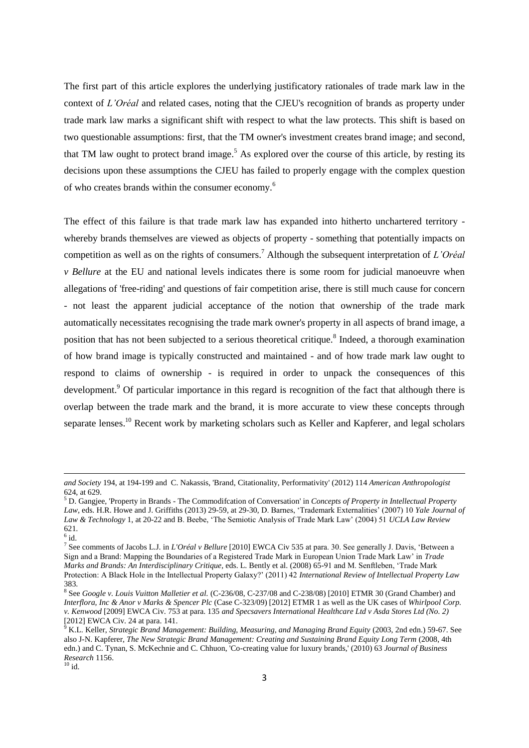The first part of this article explores the underlying justificatory rationales of trade mark law in the context of *L'Oréal* and related cases, noting that the CJEU's recognition of brands as property under trade mark law marks a significant shift with respect to what the law protects. This shift is based on two questionable assumptions: first, that the TM owner's investment creates brand image; and second, that TM law ought to protect brand image.[5] As explored over the course of this article, by resting its decisions upon these assumptions the CJEU has failed to properly engage with the complex question of who creates brands within the consumer economy.[6]

The effect of this failure is that trade mark law has expanded into hitherto unchartered territory - whereby brands themselves are viewed as objects of property - something that potentially impacts on competition as well as on the rights of consumers.[7] Although the subsequent interpretation of *L'Oréal v Bellure* at the EU and national levels indicates there is some room for judicial manoeuvre when allegations of 'free-riding' and questions of fair competition arise, there is still much cause for concern - not least the apparent judicial acceptance of the notion that ownership of the trade mark automatically necessitates recognising the trade mark owner's property in all aspects of brand image, a position that has not been subjected to a serious theoretical critique.[8] Indeed, a thorough examination of how brand image is typically constructed and maintained - and of how trade mark law ought to respond to claims of ownership - is required in order to unpack the consequences of this development.[9] Of particular importance in this regard is recognition of the fact that although there is overlap between the trade mark and the brand, it is more accurate to view these concepts through separate lenses.[10] Recent work by marketing scholars such as Keller and Kapferer, and legal scholars

---

*and Society* 194, at 194-199 and C. Nakassis, 'Brand, Citationality, Performativity' (2012) 114 *American Anthropologist* 624, at 629.

[5] D. Gangjee, 'Property in Brands - The Commodifcation of Conversation' in *Concepts of Property in Intellectual Property Law*, eds. H.R. Howe and J. Griffiths (2013) 29-59, at 29-30, D. Barnes, 'Trademark Externalities' (2007) 10 *Yale Journal of Law & Technology* 1, at 20-22 and B. Beebe, 'The Semiotic Analysis of Trade Mark Law' (2004) 51 *UCLA Law Review* 621.

[6] id.

[7] See comments of Jacobs L.J. in *L'Oréal v Bellure* [2010] EWCA Civ 535 at para. 30. See generally J. Davis, 'Between a Sign and a Brand: Mapping the Boundaries of a Registered Trade Mark in European Union Trade Mark Law' in *Trade Marks and Brands: An Interdisciplinary Critique*, eds. L. Bently et al. (2008) 65-91 and M. Senftleben, 'Trade Mark Protection: A Black Hole in the Intellectual Property Galaxy?' (2011) 42 *International Review of Intellectual Property Law* 383.

[8] See *Google v. Louis Vuitton Malletier et al.* (C-236/08, C-237/08 and C-238/08) [2010] ETMR 30 (Grand Chamber) and *Interflora, Inc & Anor v Marks & Spencer Plc* (Case C-323/09) [2012] ETMR 1 as well as the UK cases of *Whirlpool Corp. v. Kenwood* [2009] EWCA Civ. 753 at para. 135 *and Specsavers International Healthcare Ltd v Asda Stores Ltd (No. 2)* [2012] EWCA Civ. 24 at para. 141.

[9] K.L. Keller, *Strategic Brand Management: Building, Measuring, and Managing Brand Equity* (2003, 2nd edn.) 59-67. See also J-N. Kapferer, *The New Strategic Brand Management: Creating and Sustaining Brand Equity Long Term* (2008, 4th edn.) and C. Tynan, S. McKechnie and C. Chhuon, 'Co-creating value for luxury brands,' (2010) 63 *Journal of Business Research* 1156.

[10] id.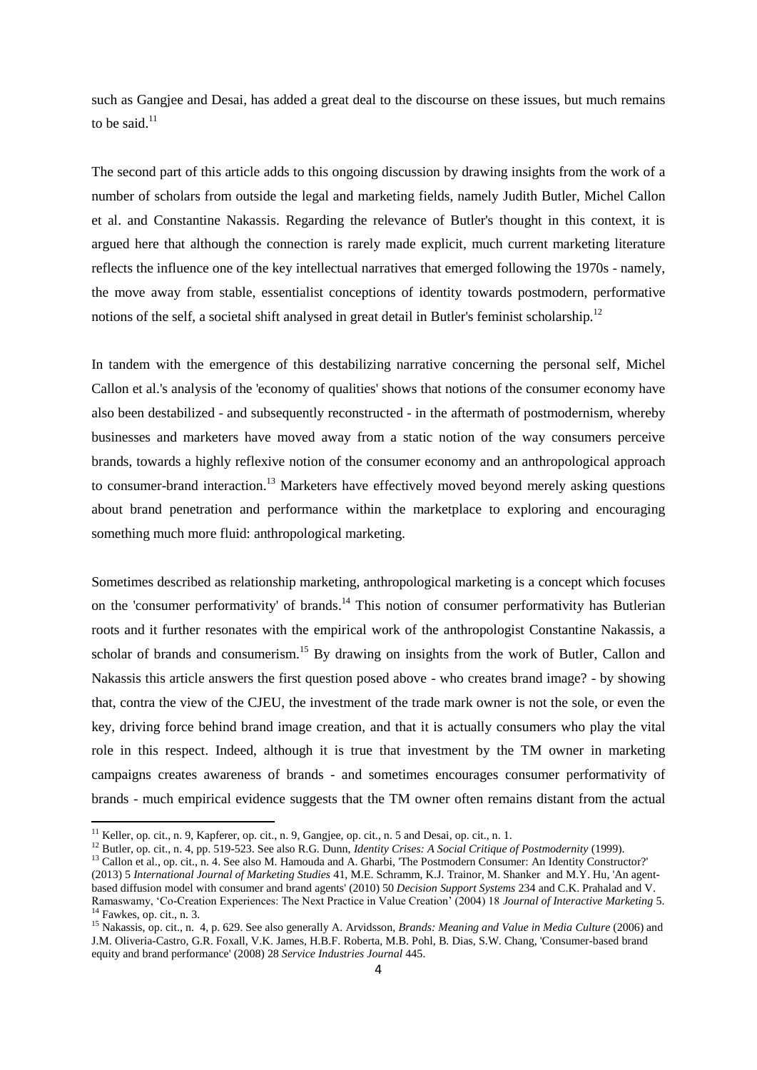such as Gangjee and Desai, has added a great deal to the discourse on these issues, but much remains to be said.[11]

The second part of this article adds to this ongoing discussion by drawing insights from the work of a number of scholars from outside the legal and marketing fields, namely Judith Butler, Michel Callon et al. and Constantine Nakassis. Regarding the relevance of Butler's thought in this context, it is argued here that although the connection is rarely made explicit, much current marketing literature reflects the influence one of the key intellectual narratives that emerged following the 1970s - namely, the move away from stable, essentialist conceptions of identity towards postmodern, performative notions of the self, a societal shift analysed in great detail in Butler's feminist scholarship.[12]

In tandem with the emergence of this destabilizing narrative concerning the personal self, Michel Callon et al.'s analysis of the 'economy of qualities' shows that notions of the consumer economy have also been destabilized - and subsequently reconstructed - in the aftermath of postmodernism, whereby businesses and marketers have moved away from a static notion of the way consumers perceive brands, towards a highly reflexive notion of the consumer economy and an anthropological approach to consumer-brand interaction.[13] Marketers have effectively moved beyond merely asking questions about brand penetration and performance within the marketplace to exploring and encouraging something much more fluid: anthropological marketing.

Sometimes described as relationship marketing, anthropological marketing is a concept which focuses on the 'consumer performativity' of brands.[14] This notion of consumer performativity has Butlerian roots and it further resonates with the empirical work of the anthropologist Constantine Nakassis, a scholar of brands and consumerism.[15] By drawing on insights from the work of Butler, Callon and Nakassis this article answers the first question posed above - who creates brand image? - by showing that, contra the view of the CJEU, the investment of the trade mark owner is not the sole, or even the key, driving force behind brand image creation, and that it is actually consumers who play the vital role in this respect. Indeed, although it is true that investment by the TM owner in marketing campaigns creates awareness of brands - and sometimes encourages consumer performativity of brands - much empirical evidence suggests that the TM owner often remains distant from the actual

[11] Keller, op. cit., n. 9, Kapferer, op. cit., n. 9, Gangjee, op. cit., n. 5 and Desai, op. cit., n. 1.

[12] Butler, op. cit., n. 4, pp. 519-523. See also R.G. Dunn, *Identity Crises: A Social Critique of Postmodernity* (1999).

[13] Callon et al., op. cit., n. 4. See also M. Hamouda and A. Gharbi, 'The Postmodern Consumer: An Identity Constructor?' (2013) 5 *International Journal of Marketing Studies* 41, M.E. Schramm, K.J. Trainor, M. Shanker and M.Y. Hu, 'An agent-based diffusion model with consumer and brand agents' (2010) 50 *Decision Support Systems* 234 and C.K. Prahalad and V. Ramaswamy, 'Co-Creation Experiences: The Next Practice in Value Creation' (2004) 18 *Journal of Interactive Marketing* 5.

[14] Fawkes, op. cit., n. 3.

[15] Nakassis, op. cit., n. 4, p. 629. See also generally A. Arvidsson, *Brands: Meaning and Value in Media Culture* (2006) and J.M. Oliveria-Castro, G.R. Foxall, V.K. James, H.B.F. Roberta, M.B. Pohl, B. Dias, S.W. Chang, 'Consumer-based brand equity and brand performance' (2008) 28 *Service Industries Journal* 445.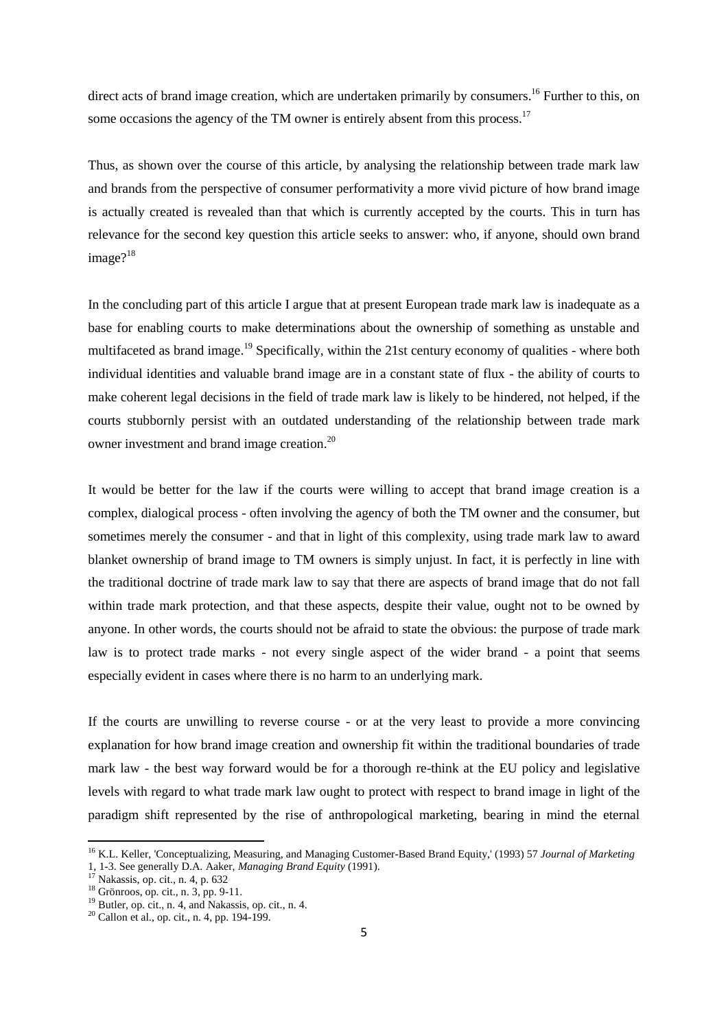direct acts of brand image creation, which are undertaken primarily by consumers.[16] Further to this, on some occasions the agency of the TM owner is entirely absent from this process.[17]

Thus, as shown over the course of this article, by analysing the relationship between trade mark law and brands from the perspective of consumer performativity a more vivid picture of how brand image is actually created is revealed than that which is currently accepted by the courts. This in turn has relevance for the second key question this article seeks to answer: who, if anyone, should own brand image?[18]

In the concluding part of this article I argue that at present European trade mark law is inadequate as a base for enabling courts to make determinations about the ownership of something as unstable and multifaceted as brand image.[19] Specifically, within the 21st century economy of qualities - where both individual identities and valuable brand image are in a constant state of flux - the ability of courts to make coherent legal decisions in the field of trade mark law is likely to be hindered, not helped, if the courts stubbornly persist with an outdated understanding of the relationship between trade mark owner investment and brand image creation.[20]

It would be better for the law if the courts were willing to accept that brand image creation is a complex, dialogical process - often involving the agency of both the TM owner and the consumer, but sometimes merely the consumer - and that in light of this complexity, using trade mark law to award blanket ownership of brand image to TM owners is simply unjust. In fact, it is perfectly in line with the traditional doctrine of trade mark law to say that there are aspects of brand image that do not fall within trade mark protection, and that these aspects, despite their value, ought not to be owned by anyone. In other words, the courts should not be afraid to state the obvious: the purpose of trade mark law is to protect trade marks - not every single aspect of the wider brand - a point that seems especially evident in cases where there is no harm to an underlying mark.

If the courts are unwilling to reverse course - or at the very least to provide a more convincing explanation for how brand image creation and ownership fit within the traditional boundaries of trade mark law - the best way forward would be for a thorough re-think at the EU policy and legislative levels with regard to what trade mark law ought to protect with respect to brand image in light of the paradigm shift represented by the rise of anthropological marketing, bearing in mind the eternal

---

[16] K.L. Keller, 'Conceptualizing, Measuring, and Managing Customer-Based Brand Equity,' (1993) 57 *Journal of Marketing* 1, 1-3. See generally D.A. Aaker, *Managing Brand Equity* (1991).

[17] Nakassis, op. cit., n. 4, p. 632

[18] Grönroos, op. cit., n. 3, pp. 9-11.

[19] Butler, op. cit., n. 4, and Nakassis, op. cit., n. 4.

[20] Callon et al., op. cit., n. 4, pp. 194-199.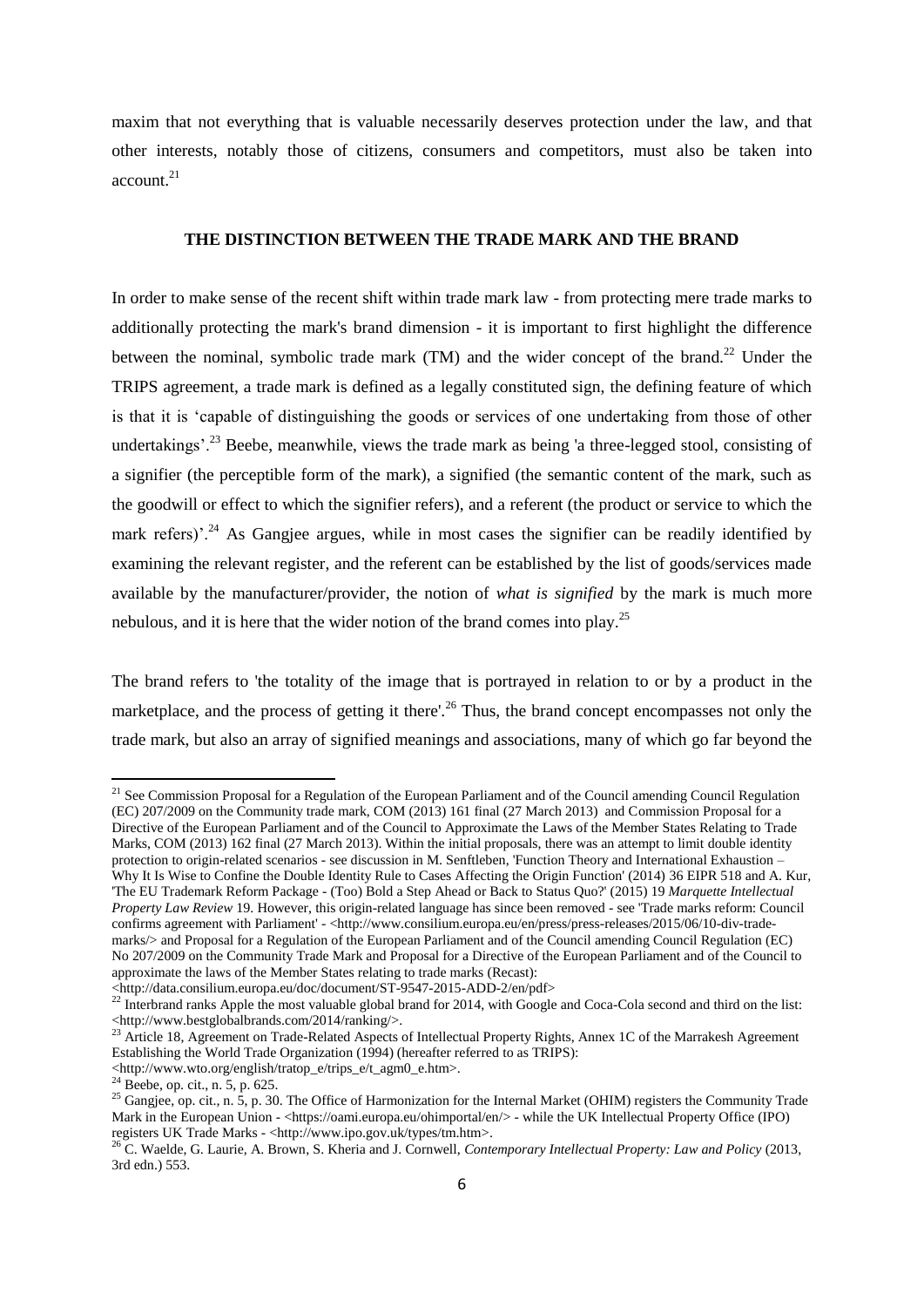maxim that not everything that is valuable necessarily deserves protection under the law, and that other interests, notably those of citizens, consumers and competitors, must also be taken into account.[21]

## THE DISTINCTION BETWEEN THE TRADE MARK AND THE BRAND

In order to make sense of the recent shift within trade mark law - from protecting mere trade marks to additionally protecting the mark's brand dimension - it is important to first highlight the difference between the nominal, symbolic trade mark (TM) and the wider concept of the brand.[22] Under the TRIPS agreement, a trade mark is defined as a legally constituted sign, the defining feature of which is that it is 'capable of distinguishing the goods or services of one undertaking from those of other undertakings'.[23] Beebe, meanwhile, views the trade mark as being 'a three-legged stool, consisting of a signifier (the perceptible form of the mark), a signified (the semantic content of the mark, such as the goodwill or effect to which the signifier refers), and a referent (the product or service to which the mark refers)'.[24] As Gangjee argues, while in most cases the signifier can be readily identified by examining the relevant register, and the referent can be established by the list of goods/services made available by the manufacturer/provider, the notion of *what is signified* by the mark is much more nebulous, and it is here that the wider notion of the brand comes into play.[25]

The brand refers to 'the totality of the image that is portrayed in relation to or by a product in the marketplace, and the process of getting it there'.[26] Thus, the brand concept encompasses not only the trade mark, but also an array of signified meanings and associations, many of which go far beyond the

---

[21] See Commission Proposal for a Regulation of the European Parliament and of the Council amending Council Regulation (EC) 207/2009 on the Community trade mark, COM (2013) 161 final (27 March 2013) and Commission Proposal for a Directive of the European Parliament and of the Council to Approximate the Laws of the Member States Relating to Trade Marks, COM (2013) 162 final (27 March 2013). Within the initial proposals, there was an attempt to limit double identity protection to origin-related scenarios - see discussion in M. Senftleben, 'Function Theory and International Exhaustion – Why It Is Wise to Confine the Double Identity Rule to Cases Affecting the Origin Function' (2014) 36 EIPR 518 and A. Kur, 'The EU Trademark Reform Package - (Too) Bold a Step Ahead or Back to Status Quo?' (2015) 19 *Marquette Intellectual Property Law Review* 19. However, this origin-related language has since been removed - see 'Trade marks reform: Council confirms agreement with Parliament' - <http://www.consilium.europa.eu/en/press/press-releases/2015/06/10-div-trade-marks/> and Proposal for a Regulation of the European Parliament and of the Council amending Council Regulation (EC) No 207/2009 on the Community Trade Mark and Proposal for a Directive of the European Parliament and of the Council to approximate the laws of the Member States relating to trade marks (Recast): <http://data.consilium.europa.eu/doc/document/ST-9547-2015-ADD-2/en/pdf>

[22] Interbrand ranks Apple the most valuable global brand for 2014, with Google and Coca-Cola second and third on the list: <http://www.bestglobalbrands.com/2014/ranking/>.

[23] Article 18, Agreement on Trade-Related Aspects of Intellectual Property Rights, Annex 1C of the Marrakesh Agreement Establishing the World Trade Organization (1994) (hereafter referred to as TRIPS): <http://www.wto.org/english/tratop_e/trips_e/t_agm0_e.htm>.

[24] Beebe, op. cit., n. 5, p. 625.

[25] Gangjee, op. cit., n. 5, p. 30. The Office of Harmonization for the Internal Market (OHIM) registers the Community Trade Mark in the European Union - <https://oami.europa.eu/ohimportal/en/> - while the UK Intellectual Property Office (IPO) registers UK Trade Marks - <http://www.ipo.gov.uk/types/tm.htm>.

[26] C. Waelde, G. Laurie, A. Brown, S. Kheria and J. Cornwell, *Contemporary Intellectual Property: Law and Policy* (2013, 3rd edn.) 553.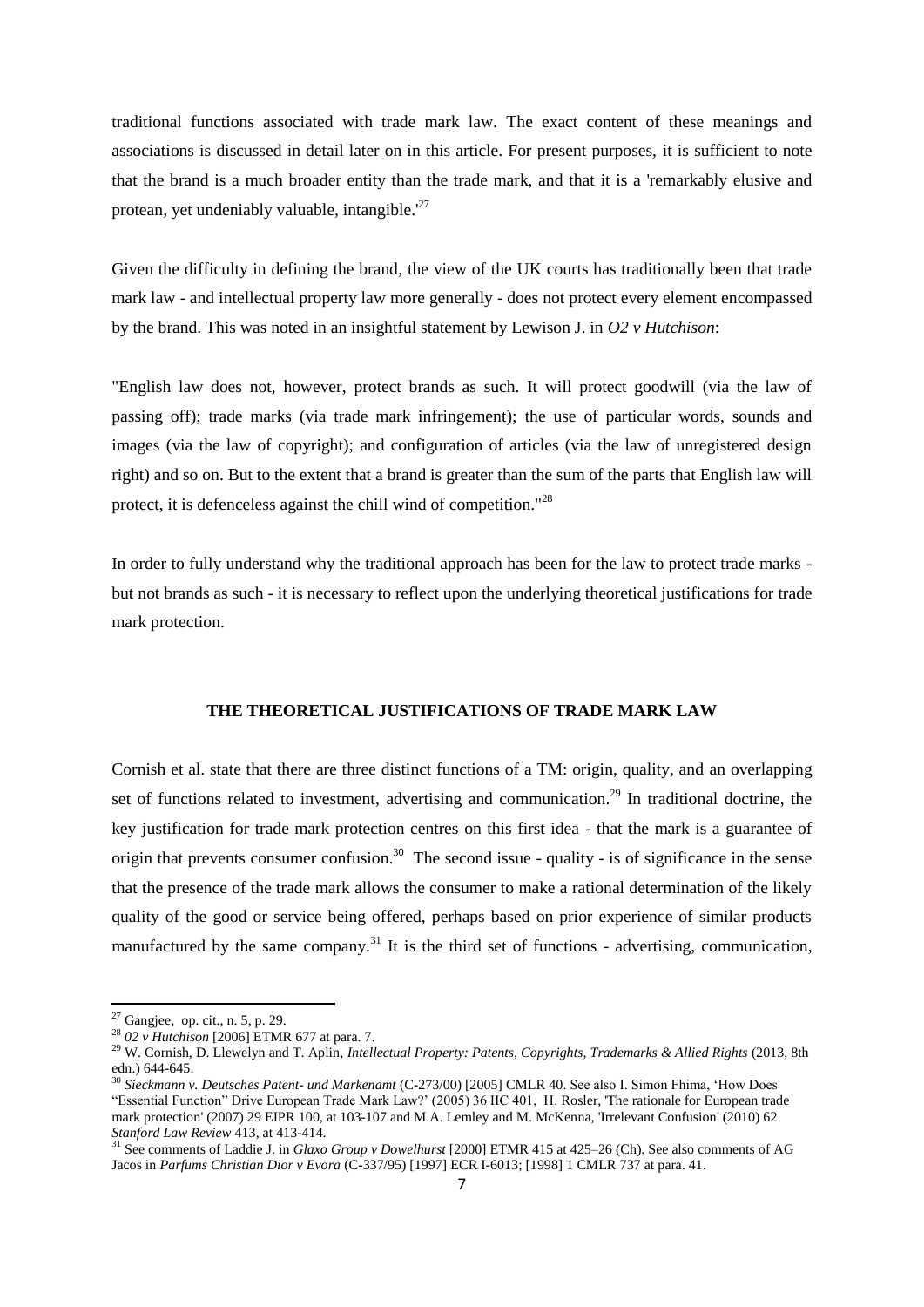traditional functions associated with trade mark law. The exact content of these meanings and associations is discussed in detail later on in this article. For present purposes, it is sufficient to note that the brand is a much broader entity than the trade mark, and that it is a 'remarkably elusive and protean, yet undeniably valuable, intangible.'[27]

Given the difficulty in defining the brand, the view of the UK courts has traditionally been that trade mark law - and intellectual property law more generally - does not protect every element encompassed by the brand. This was noted in an insightful statement by Lewison J. in *O2 v Hutchison*:

"English law does not, however, protect brands as such. It will protect goodwill (via the law of passing off); trade marks (via trade mark infringement); the use of particular words, sounds and images (via the law of copyright); and configuration of articles (via the law of unregistered design right) and so on. But to the extent that a brand is greater than the sum of the parts that English law will protect, it is defenceless against the chill wind of competition."[28]

In order to fully understand why the traditional approach has been for the law to protect trade marks - but not brands as such - it is necessary to reflect upon the underlying theoretical justifications for trade mark protection.

## THE THEORETICAL JUSTIFICATIONS OF TRADE MARK LAW

Cornish et al. state that there are three distinct functions of a TM: origin, quality, and an overlapping set of functions related to investment, advertising and communication.[29] In traditional doctrine, the key justification for trade mark protection centres on this first idea - that the mark is a guarantee of origin that prevents consumer confusion.[30] The second issue - quality - is of significance in the sense that the presence of the trade mark allows the consumer to make a rational determination of the likely quality of the good or service being offered, perhaps based on prior experience of similar products manufactured by the same company.[31] It is the third set of functions - advertising, communication,

---

[27] Gangjee, op. cit., n. 5, p. 29.

[28] *02 v Hutchison* [2006] ETMR 677 at para. 7.

[29] W. Cornish, D. Llewelyn and T. Aplin, *Intellectual Property: Patents, Copyrights, Trademarks & Allied Rights* (2013, 8th edn.) 644-645.

[30] *Sieckmann v. Deutsches Patent- und Markenamt* (C-273/00) [2005] CMLR 40. See also I. Simon Fhima, 'How Does "Essential Function" Drive European Trade Mark Law?' (2005) 36 IIC 401, H. Rosler, 'The rationale for European trade mark protection' (2007) 29 EIPR 100, at 103-107 and M.A. Lemley and M. McKenna, 'Irrelevant Confusion' (2010) 62 *Stanford Law Review* 413, at 413-414.

[31] See comments of Laddie J. in *Glaxo Group v Dowelhurst* [2000] ETMR 415 at 425–26 (Ch). See also comments of AG Jacos in *Parfums Christian Dior v Evora* (C-337/95) [1997] ECR I-6013; [1998] 1 CMLR 737 at para. 41.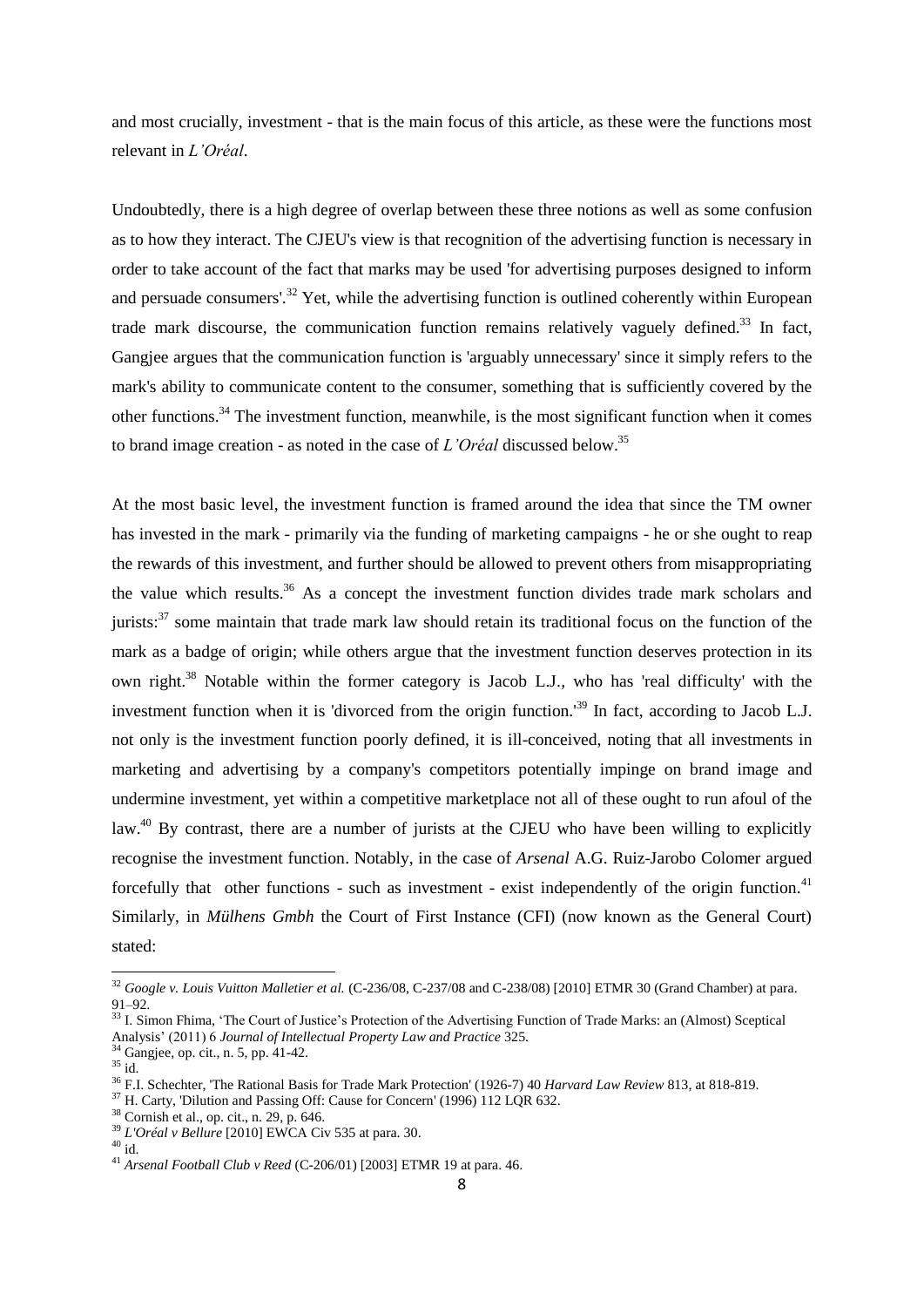and most crucially, investment - that is the main focus of this article, as these were the functions most relevant in *L'Oréal*.

Undoubtedly, there is a high degree of overlap between these three notions as well as some confusion as to how they interact. The CJEU's view is that recognition of the advertising function is necessary in order to take account of the fact that marks may be used 'for advertising purposes designed to inform and persuade consumers'.[32] Yet, while the advertising function is outlined coherently within European trade mark discourse, the communication function remains relatively vaguely defined.[33] In fact, Gangjee argues that the communication function is 'arguably unnecessary' since it simply refers to the mark's ability to communicate content to the consumer, something that is sufficiently covered by the other functions.[34] The investment function, meanwhile, is the most significant function when it comes to brand image creation - as noted in the case of *L'Oréal* discussed below.[35]

At the most basic level, the investment function is framed around the idea that since the TM owner has invested in the mark - primarily via the funding of marketing campaigns - he or she ought to reap the rewards of this investment, and further should be allowed to prevent others from misappropriating the value which results.[36] As a concept the investment function divides trade mark scholars and jurists:[37] some maintain that trade mark law should retain its traditional focus on the function of the mark as a badge of origin; while others argue that the investment function deserves protection in its own right.[38] Notable within the former category is Jacob L.J., who has 'real difficulty' with the investment function when it is 'divorced from the origin function.'[39] In fact, according to Jacob L.J. not only is the investment function poorly defined, it is ill-conceived, noting that all investments in marketing and advertising by a company's competitors potentially impinge on brand image and undermine investment, yet within a competitive marketplace not all of these ought to run afoul of the law.[40] By contrast, there are a number of jurists at the CJEU who have been willing to explicitly recognise the investment function. Notably, in the case of *Arsenal* A.G. Ruiz-Jarobo Colomer argued forcefully that other functions - such as investment - exist independently of the origin function.[41] Similarly, in *Mülhens Gmbh* the Court of First Instance (CFI) (now known as the General Court) stated:

---

[32] *Google v. Louis Vuitton Malletier et al.* (C-236/08, C-237/08 and C-238/08) [2010] ETMR 30 (Grand Chamber) at para. 91–92.

[33] I. Simon Fhima, 'The Court of Justice's Protection of the Advertising Function of Trade Marks: an (Almost) Sceptical Analysis' (2011) 6 *Journal of Intellectual Property Law and Practice* 325.

[34] Gangjee, op. cit., n. 5, pp. 41-42.

[35] id.

[36] F.I. Schechter, 'The Rational Basis for Trade Mark Protection' (1926-7) 40 *Harvard Law Review* 813, at 818-819.

[37] H. Carty, 'Dilution and Passing Off: Cause for Concern' (1996) 112 LQR 632.

[38] Cornish et al., op. cit., n. 29, p. 646.

[39] *L'Oréal v Bellure* [2010] EWCA Civ 535 at para. 30.

[40] id.

[41] *Arsenal Football Club v Reed* (C-206/01) [2003] ETMR 19 at para. 46.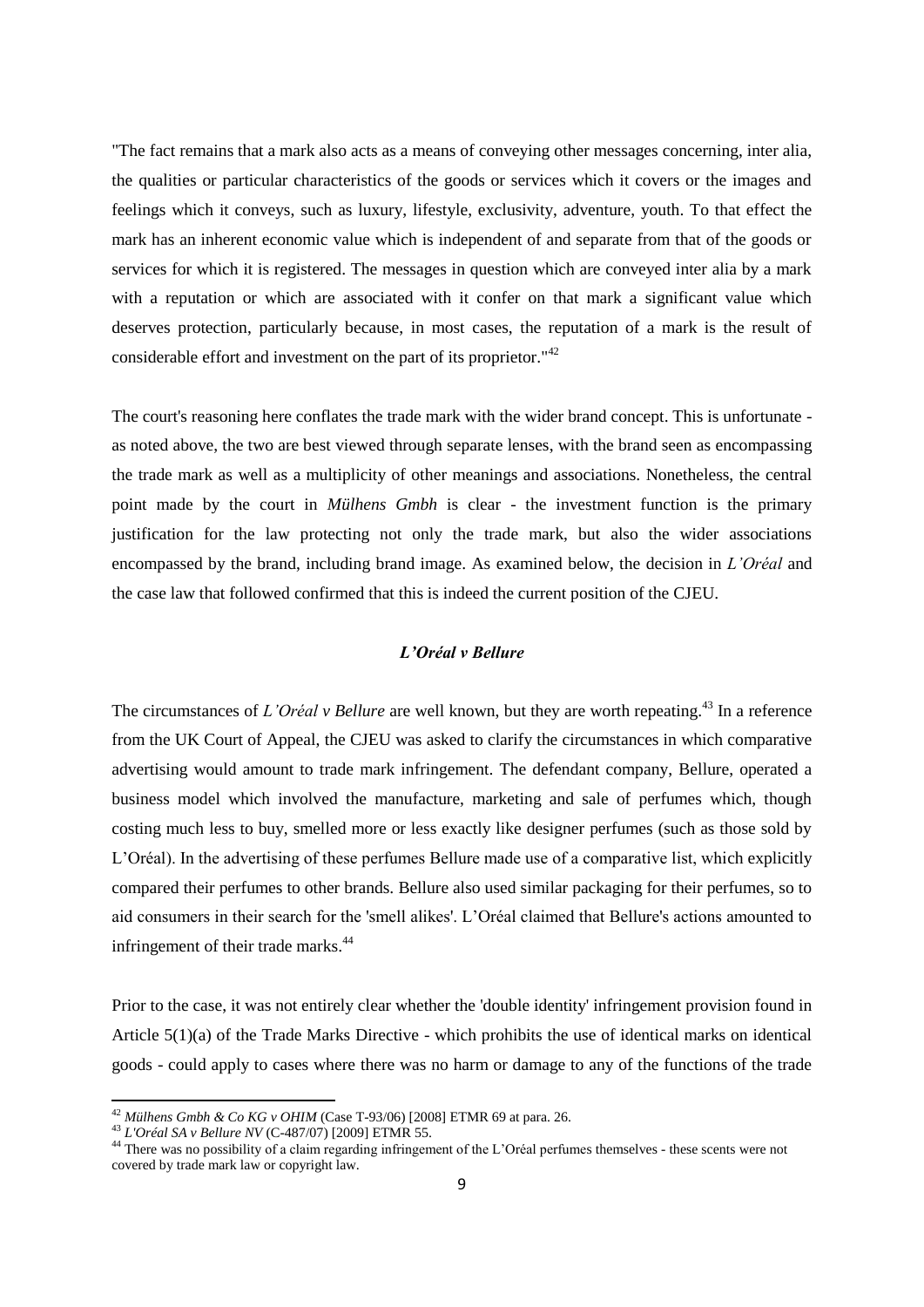"The fact remains that a mark also acts as a means of conveying other messages concerning, inter alia, the qualities or particular characteristics of the goods or services which it covers or the images and feelings which it conveys, such as luxury, lifestyle, exclusivity, adventure, youth. To that effect the mark has an inherent economic value which is independent of and separate from that of the goods or services for which it is registered. The messages in question which are conveyed inter alia by a mark with a reputation or which are associated with it confer on that mark a significant value which deserves protection, particularly because, in most cases, the reputation of a mark is the result of considerable effort and investment on the part of its proprietor."[42]

The court's reasoning here conflates the trade mark with the wider brand concept. This is unfortunate - as noted above, the two are best viewed through separate lenses, with the brand seen as encompassing the trade mark as well as a multiplicity of other meanings and associations. Nonetheless, the central point made by the court in *Mülhens Gmbh* is clear - the investment function is the primary justification for the law protecting not only the trade mark, but also the wider associations encompassed by the brand, including brand image. As examined below, the decision in *L'Oréal* and the case law that followed confirmed that this is indeed the current position of the CJEU.

### *L'Oréal v Bellure*

The circumstances of *L'Oréal v Bellure* are well known, but they are worth repeating.[43] In a reference from the UK Court of Appeal, the CJEU was asked to clarify the circumstances in which comparative advertising would amount to trade mark infringement. The defendant company, Bellure, operated a business model which involved the manufacture, marketing and sale of perfumes which, though costing much less to buy, smelled more or less exactly like designer perfumes (such as those sold by L'Oréal). In the advertising of these perfumes Bellure made use of a comparative list, which explicitly compared their perfumes to other brands. Bellure also used similar packaging for their perfumes, so to aid consumers in their search for the 'smell alikes'. L'Oréal claimed that Bellure's actions amounted to infringement of their trade marks.[44]

Prior to the case, it was not entirely clear whether the 'double identity' infringement provision found in Article 5(1)(a) of the Trade Marks Directive - which prohibits the use of identical marks on identical goods - could apply to cases where there was no harm or damage to any of the functions of the trade

---

[42] *Mülhens Gmbh & Co KG v OHIM* (Case T-93/06) [2008] ETMR 69 at para. 26.

[43] *L'Oréal SA v Bellure NV* (C-487/07) [2009] ETMR 55.

[44] There was no possibility of a claim regarding infringement of the L'Oréal perfumes themselves - these scents were not covered by trade mark law or copyright law.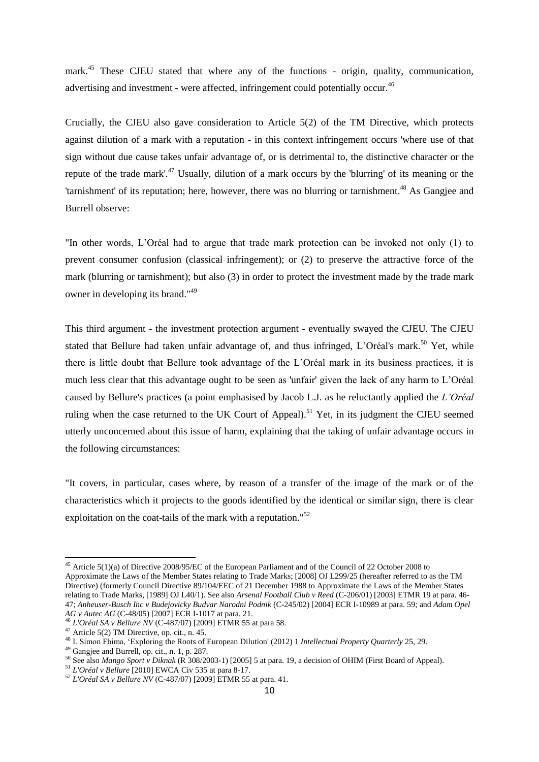mark.[45] These CJEU stated that where any of the functions - origin, quality, communication, advertising and investment - were affected, infringement could potentially occur.[46]

Crucially, the CJEU also gave consideration to Article 5(2) of the TM Directive, which protects against dilution of a mark with a reputation - in this context infringement occurs 'where use of that sign without due cause takes unfair advantage of, or is detrimental to, the distinctive character or the repute of the trade mark'.[47] Usually, dilution of a mark occurs by the 'blurring' of its meaning or the 'tarnishment' of its reputation; here, however, there was no blurring or tarnishment.[48] As Gangjee and Burrell observe:

"In other words, L'Oréal had to argue that trade mark protection can be invoked not only (1) to prevent consumer confusion (classical infringement); or (2) to preserve the attractive force of the mark (blurring or tarnishment); but also (3) in order to protect the investment made by the trade mark owner in developing its brand."[49]

This third argument - the investment protection argument - eventually swayed the CJEU. The CJEU stated that Bellure had taken unfair advantage of, and thus infringed, L'Oréal's mark.[50] Yet, while there is little doubt that Bellure took advantage of the L'Oréal mark in its business practices, it is much less clear that this advantage ought to be seen as 'unfair' given the lack of any harm to L'Oréal caused by Bellure's practices (a point emphasised by Jacob L.J. as he reluctantly applied the *L'Oréal* ruling when the case returned to the UK Court of Appeal).[51] Yet, in its judgment the CJEU seemed utterly unconcerned about this issue of harm, explaining that the taking of unfair advantage occurs in the following circumstances:

"It covers, in particular, cases where, by reason of a transfer of the image of the mark or of the characteristics which it projects to the goods identified by the identical or similar sign, there is clear exploitation on the coat-tails of the mark with a reputation."[52]

---

[45] Article 5(1)(a) of Directive 2008/95/EC of the European Parliament and of the Council of 22 October 2008 to Approximate the Laws of the Member States relating to Trade Marks; [2008] OJ L299/25 (hereafter referred to as the TM Directive) (formerly Council Directive 89/104/EEC of 21 December 1988 to Approximate the Laws of the Member States relating to Trade Marks, [1989] OJ L40/1). See also *Arsenal Football Club v Reed* (C-206/01) [2003] ETMR 19 at para. 46-47; *Anheuser-Busch Inc v Budejovicky Budvar Narodni Podnik* (C-245/02) [2004] ECR I-10989 at para. 59; and *Adam Opel AG v Autec AG* (C-48/05) [2007] ECR I-1017 at para. 21.

[46] *L'Oréal SA v Bellure NV* (C-487/07) [2009] ETMR 55 at para 58.

[47] Article 5(2) TM Directive, op. cit., n. 45.

[48] I. Simon Fhima, 'Exploring the Roots of European Dilution' (2012) 1 *Intellectual Property Quarterly* 25, 29.

[49] Gangjee and Burrell, op. cit., n. 1, p. 287.

[50] See also *Mango Sport v Diknak* (R 308/2003-1) [2005] 5 at para. 19, a decision of OHIM (First Board of Appeal).

[51] *L'Oréal v Bellure* [2010] EWCA Civ 535 at para 8-17.

[52] *L'Oréal SA v Bellure NV* (C-487/07) [2009] ETMR 55 at para. 41.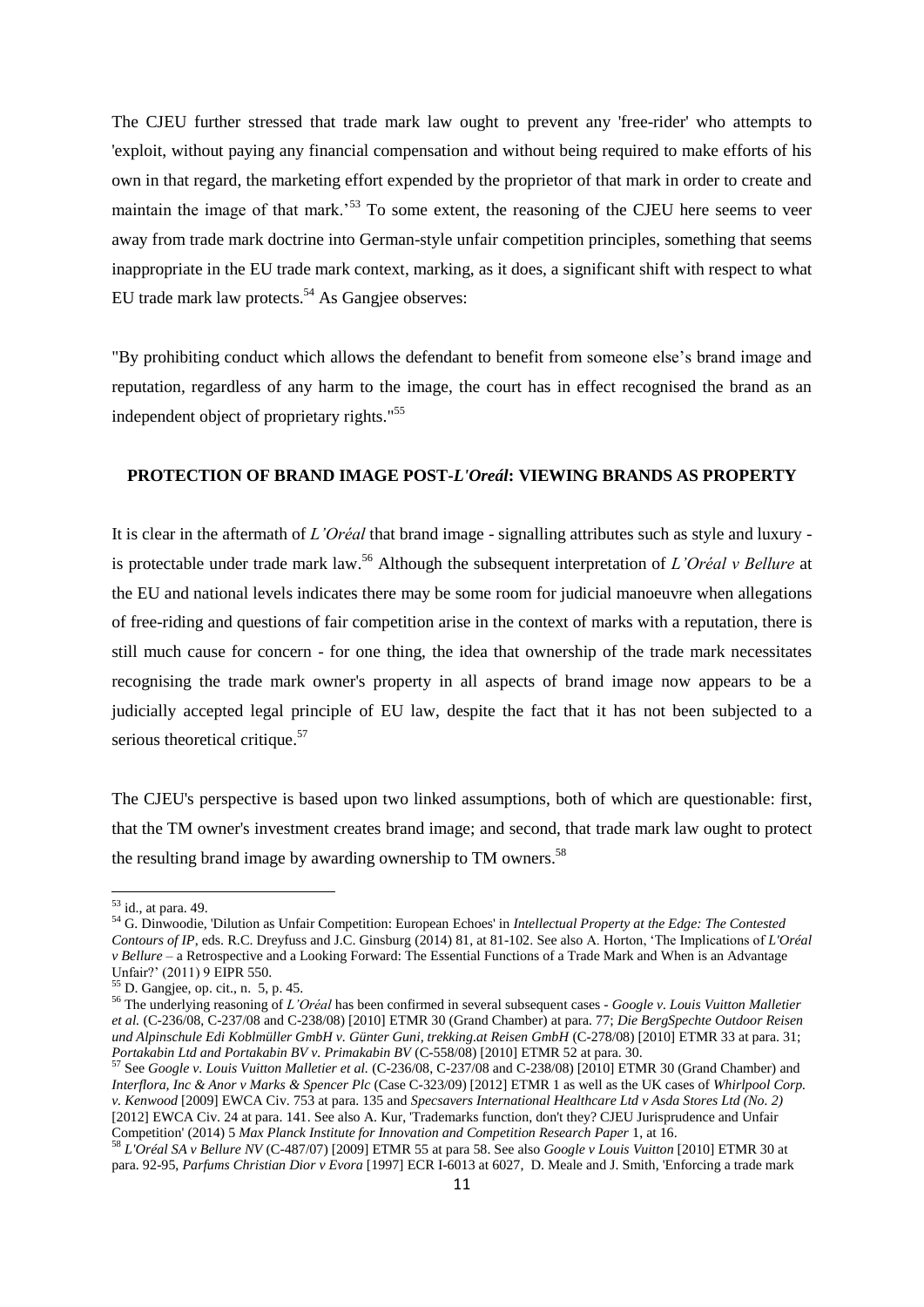The CJEU further stressed that trade mark law ought to prevent any 'free-rider' who attempts to 'exploit, without paying any financial compensation and without being required to make efforts of his own in that regard, the marketing effort expended by the proprietor of that mark in order to create and maintain the image of that mark.'[53] To some extent, the reasoning of the CJEU here seems to veer away from trade mark doctrine into German-style unfair competition principles, something that seems inappropriate in the EU trade mark context, marking, as it does, a significant shift with respect to what EU trade mark law protects.[54] As Gangjee observes:

"By prohibiting conduct which allows the defendant to benefit from someone else's brand image and reputation, regardless of any harm to the image, the court has in effect recognised the brand as an independent object of proprietary rights."[55]

## PROTECTION OF BRAND IMAGE POST-*L'Oreál*: VIEWING BRANDS AS PROPERTY

It is clear in the aftermath of *L'Oréal* that brand image - signalling attributes such as style and luxury - is protectable under trade mark law.[56] Although the subsequent interpretation of *L'Oréal v Bellure* at the EU and national levels indicates there may be some room for judicial manoeuvre when allegations of free-riding and questions of fair competition arise in the context of marks with a reputation, there is still much cause for concern - for one thing, the idea that ownership of the trade mark necessitates recognising the trade mark owner's property in all aspects of brand image now appears to be a judicially accepted legal principle of EU law, despite the fact that it has not been subjected to a serious theoretical critique.[57]

The CJEU's perspective is based upon two linked assumptions, both of which are questionable: first, that the TM owner's investment creates brand image; and second, that trade mark law ought to protect the resulting brand image by awarding ownership to TM owners.[58]

---

[53] id., at para. 49.

[54] G. Dinwoodie, 'Dilution as Unfair Competition: European Echoes' in *Intellectual Property at the Edge: The Contested Contours of IP*, eds. R.C. Dreyfuss and J.C. Ginsburg (2014) 81, at 81-102. See also A. Horton, 'The Implications of *L'Oréal v Bellure* – a Retrospective and a Looking Forward: The Essential Functions of a Trade Mark and When is an Advantage Unfair?' (2011) 9 EIPR 550.

[55] D. Gangjee, op. cit., n. 5, p. 45.

[56] The underlying reasoning of *L'Oréal* has been confirmed in several subsequent cases - *Google v. Louis Vuitton Malletier et al.* (C-236/08, C-237/08 and C-238/08) [2010] ETMR 30 (Grand Chamber) at para. 77; *Die BergSpechte Outdoor Reisen und Alpinschule Edi Koblmüller GmbH v. Günter Guni, trekking.at Reisen GmbH* (C-278/08) [2010] ETMR 33 at para. 31; *Portakabin Ltd and Portakabin BV v. Primakabin BV* (C-558/08) [2010] ETMR 52 at para. 30.

[57] See *Google v. Louis Vuitton Malletier et al.* (C-236/08, C-237/08 and C-238/08) [2010] ETMR 30 (Grand Chamber) and *Interflora, Inc & Anor v Marks & Spencer Plc* (Case C-323/09) [2012] ETMR 1 as well as the UK cases of *Whirlpool Corp. v. Kenwood* [2009] EWCA Civ. 753 at para. 135 and *Specsavers International Healthcare Ltd v Asda Stores Ltd (No. 2)* [2012] EWCA Civ. 24 at para. 141. See also A. Kur, 'Trademarks function, don't they? CJEU Jurisprudence and Unfair Competition' (2014) 5 *Max Planck Institute for Innovation and Competition Research Paper* 1, at 16.

[58] *L'Oréal SA v Bellure NV* (C-487/07) [2009] ETMR 55 at para 58. See also *Google v Louis Vuitton* [2010] ETMR 30 at para. 92-95, *Parfums Christian Dior v Evora* [1997] ECR I-6013 at 6027, D. Meale and J. Smith, 'Enforcing a trade mark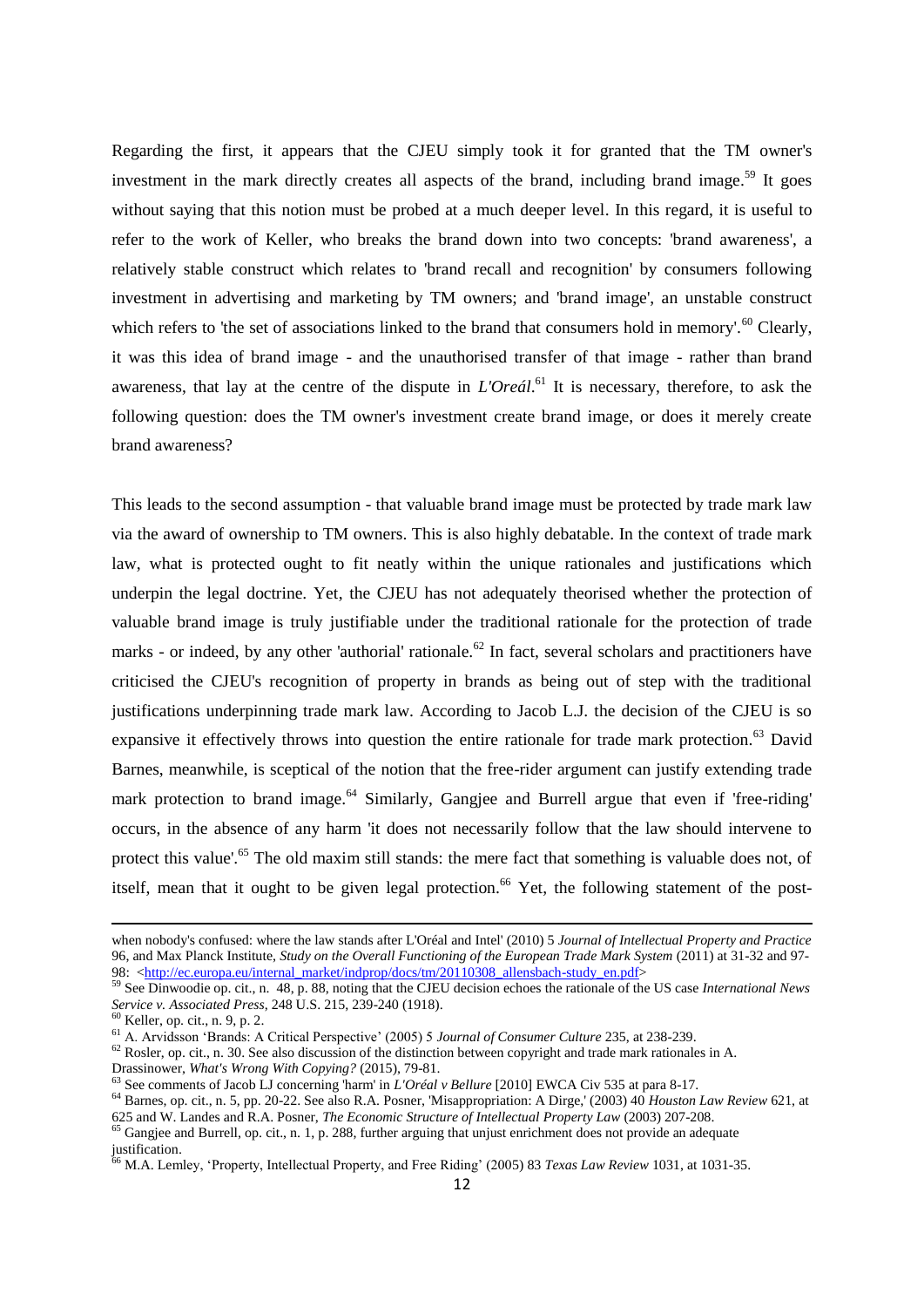Regarding the first, it appears that the CJEU simply took it for granted that the TM owner's investment in the mark directly creates all aspects of the brand, including brand image.[59] It goes without saying that this notion must be probed at a much deeper level. In this regard, it is useful to refer to the work of Keller, who breaks the brand down into two concepts: 'brand awareness', a relatively stable construct which relates to 'brand recall and recognition' by consumers following investment in advertising and marketing by TM owners; and 'brand image', an unstable construct which refers to 'the set of associations linked to the brand that consumers hold in memory'.[60] Clearly, it was this idea of brand image - and the unauthorised transfer of that image - rather than brand awareness, that lay at the centre of the dispute in *L'Oreál*.[61] It is necessary, therefore, to ask the following question: does the TM owner's investment create brand image, or does it merely create brand awareness?

This leads to the second assumption - that valuable brand image must be protected by trade mark law via the award of ownership to TM owners. This is also highly debatable. In the context of trade mark law, what is protected ought to fit neatly within the unique rationales and justifications which underpin the legal doctrine. Yet, the CJEU has not adequately theorised whether the protection of valuable brand image is truly justifiable under the traditional rationale for the protection of trade marks - or indeed, by any other 'authorial' rationale.[62] In fact, several scholars and practitioners have criticised the CJEU's recognition of property in brands as being out of step with the traditional justifications underpinning trade mark law. According to Jacob L.J. the decision of the CJEU is so expansive it effectively throws into question the entire rationale for trade mark protection.[63] David Barnes, meanwhile, is sceptical of the notion that the free-rider argument can justify extending trade mark protection to brand image.[64] Similarly, Gangjee and Burrell argue that even if 'free-riding' occurs, in the absence of any harm 'it does not necessarily follow that the law should intervene to protect this value'.[65] The old maxim still stands: the mere fact that something is valuable does not, of itself, mean that it ought to be given legal protection.[66] Yet, the following statement of the post-

---

when nobody's confused: where the law stands after L'Oréal and Intel' (2010) 5 *Journal of Intellectual Property and Practice* 96, and Max Planck Institute, *Study on the Overall Functioning of the European Trade Mark System* (2011) at 31-32 and 97-98: <http://ec.europa.eu/internal_market/indprop/docs/tm/20110308_allensbach-study_en.pdf>

[59] See Dinwoodie op. cit., n. 48, p. 88, noting that the CJEU decision echoes the rationale of the US case *International News Service v. Associated Press*, 248 U.S. 215, 239-240 (1918).

[60] Keller, op. cit., n. 9, p. 2.

[61] A. Arvidsson 'Brands: A Critical Perspective' (2005) 5 *Journal of Consumer Culture* 235, at 238-239.

[62] Rosler, op. cit., n. 30. See also discussion of the distinction between copyright and trade mark rationales in A. Drassinower, *What's Wrong With Copying?* (2015), 79-81.

[63] See comments of Jacob LJ concerning 'harm' in *L'Oréal v Bellure* [2010] EWCA Civ 535 at para 8-17.

[64] Barnes, op. cit., n. 5, pp. 20-22. See also R.A. Posner, 'Misappropriation: A Dirge,' (2003) 40 *Houston Law Review* 621, at 625 and W. Landes and R.A. Posner, *The Economic Structure of Intellectual Property Law* (2003) 207-208.

[65] Gangjee and Burrell, op. cit., n. 1, p. 288, further arguing that unjust enrichment does not provide an adequate justification.

[66] M.A. Lemley, 'Property, Intellectual Property, and Free Riding' (2005) 83 *Texas Law Review* 1031, at 1031-35.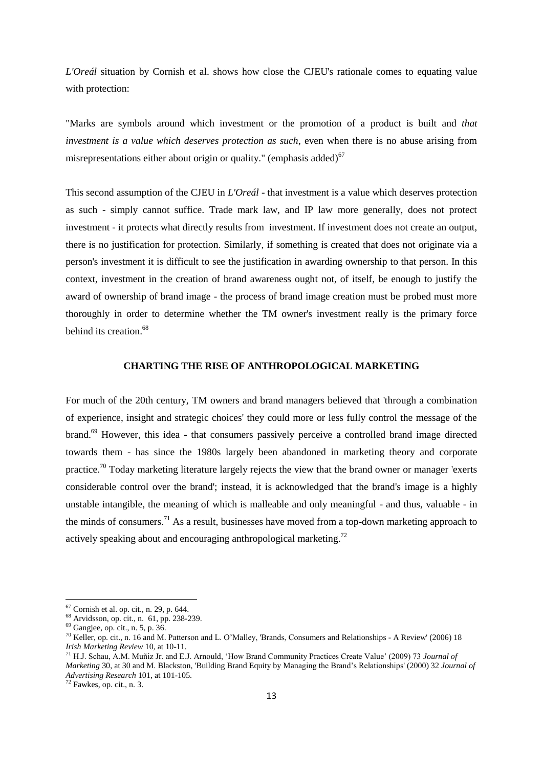*L'Oreál* situation by Cornish et al. shows how close the CJEU's rationale comes to equating value with protection:

"Marks are symbols around which investment or the promotion of a product is built and *that investment is a value which deserves protection as such*, even when there is no abuse arising from misrepresentations either about origin or quality." (emphasis added)[67]

This second assumption of the CJEU in *L'Oreál* - that investment is a value which deserves protection as such - simply cannot suffice. Trade mark law, and IP law more generally, does not protect investment - it protects what directly results from investment. If investment does not create an output, there is no justification for protection. Similarly, if something is created that does not originate via a person's investment it is difficult to see the justification in awarding ownership to that person. In this context, investment in the creation of brand awareness ought not, of itself, be enough to justify the award of ownership of brand image - the process of brand image creation must be probed must more thoroughly in order to determine whether the TM owner's investment really is the primary force behind its creation.[68]

## CHARTING THE RISE OF ANTHROPOLOGICAL MARKETING

For much of the 20th century, TM owners and brand managers believed that 'through a combination of experience, insight and strategic choices' they could more or less fully control the message of the brand.[69] However, this idea - that consumers passively perceive a controlled brand image directed towards them - has since the 1980s largely been abandoned in marketing theory and corporate practice.[70] Today marketing literature largely rejects the view that the brand owner or manager 'exerts considerable control over the brand'; instead, it is acknowledged that the brand's image is a highly unstable intangible, the meaning of which is malleable and only meaningful - and thus, valuable - in the minds of consumers.[71] As a result, businesses have moved from a top-down marketing approach to actively speaking about and encouraging anthropological marketing.[72]

---

[67] Cornish et al. op. cit., n. 29, p. 644.

[68] Arvidsson, op. cit., n. 61, pp. 238-239.

[69] Gangjee, op. cit., n. 5, p. 36.

[70] Keller, op. cit., n. 16 and M. Patterson and L. O'Malley, 'Brands, Consumers and Relationships - A Review' (2006) 18 *Irish Marketing Review* 10, at 10-11.

[71] H.J. Schau, A.M. Muñiz Jr. and E.J. Arnould, 'How Brand Community Practices Create Value' (2009) 73 *Journal of Marketing* 30, at 30 and M. Blackston, 'Building Brand Equity by Managing the Brand's Relationships' (2000) 32 *Journal of Advertising Research* 101, at 101-105.

[72] Fawkes, op. cit., n. 3.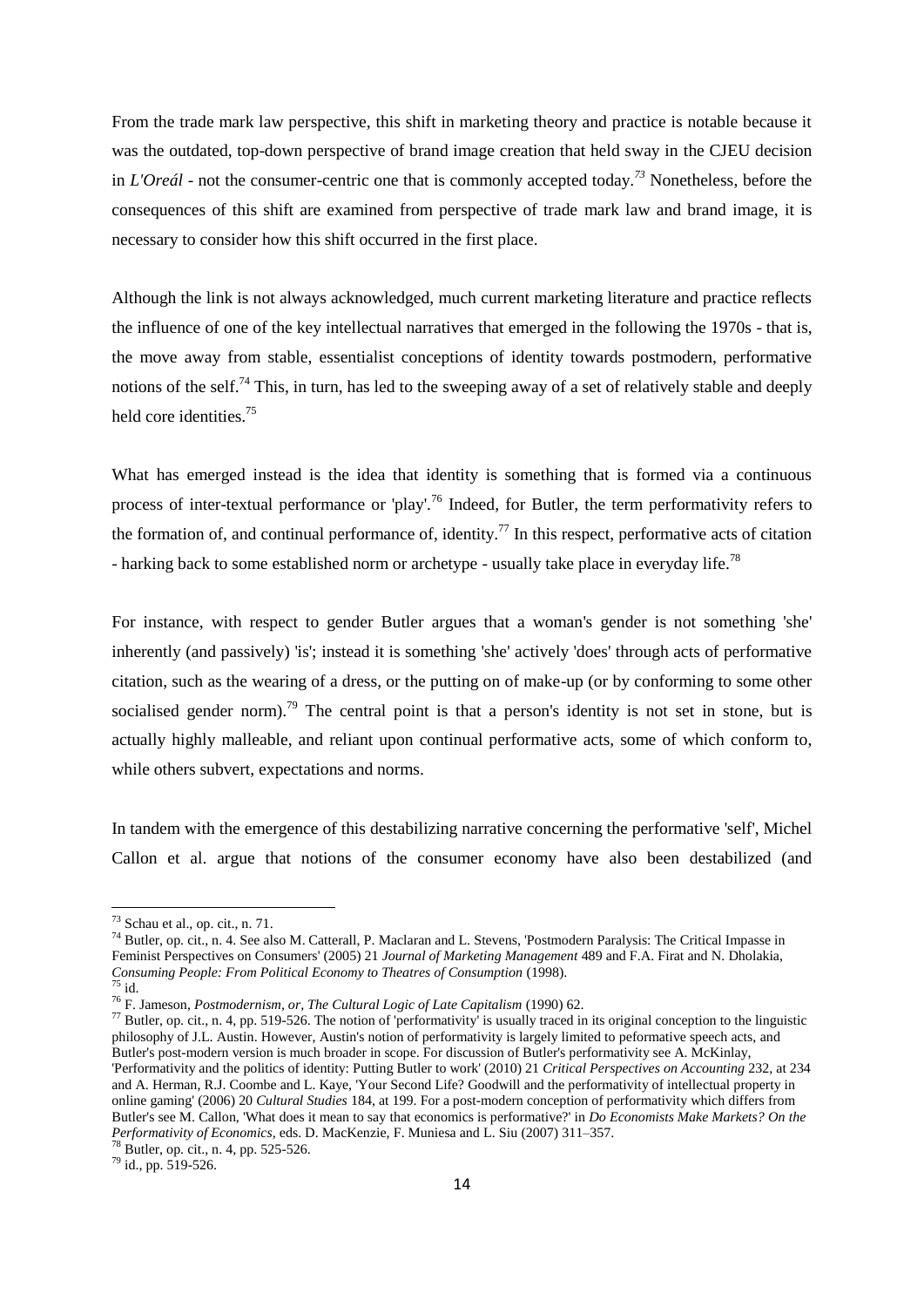From the trade mark law perspective, this shift in marketing theory and practice is notable because it was the outdated, top-down perspective of brand image creation that held sway in the CJEU decision in *L'Oreál* - not the consumer-centric one that is commonly accepted today.[73] Nonetheless, before the consequences of this shift are examined from perspective of trade mark law and brand image, it is necessary to consider how this shift occurred in the first place.

Although the link is not always acknowledged, much current marketing literature and practice reflects the influence of one of the key intellectual narratives that emerged in the following the 1970s - that is, the move away from stable, essentialist conceptions of identity towards postmodern, performative notions of the self.[74] This, in turn, has led to the sweeping away of a set of relatively stable and deeply held core identities.[75]

What has emerged instead is the idea that identity is something that is formed via a continuous process of inter-textual performance or 'play'.[76] Indeed, for Butler, the term performativity refers to the formation of, and continual performance of, identity.[77] In this respect, performative acts of citation - harking back to some established norm or archetype - usually take place in everyday life.[78]

For instance, with respect to gender Butler argues that a woman's gender is not something 'she' inherently (and passively) 'is'; instead it is something 'she' actively 'does' through acts of performative citation, such as the wearing of a dress, or the putting on of make-up (or by conforming to some other socialised gender norm).[79] The central point is that a person's identity is not set in stone, but is actually highly malleable, and reliant upon continual performative acts, some of which conform to, while others subvert, expectations and norms.

In tandem with the emergence of this destabilizing narrative concerning the performative 'self', Michel Callon et al. argue that notions of the consumer economy have also been destabilized (and

---

[73] Schau et al., op. cit., n. 71.

[74] Butler, op. cit., n. 4. See also M. Catterall, P. Maclaran and L. Stevens, 'Postmodern Paralysis: The Critical Impasse in Feminist Perspectives on Consumers' (2005) 21 *Journal of Marketing Management* 489 and F.A. Firat and N. Dholakia, *Consuming People: From Political Economy to Theatres of Consumption* (1998).

[75] id.

[76] F. Jameson, *Postmodernism, or, The Cultural Logic of Late Capitalism* (1990) 62.

[77] Butler, op. cit., n. 4, pp. 519-526. The notion of 'performativity' is usually traced in its original conception to the linguistic philosophy of J.L. Austin. However, Austin's notion of performativity is largely limited to peformative speech acts, and Butler's post-modern version is much broader in scope. For discussion of Butler's performativity see A. McKinlay, 'Performativity and the politics of identity: Putting Butler to work' (2010) 21 *Critical Perspectives on Accounting* 232, at 234 and A. Herman, R.J. Coombe and L. Kaye, 'Your Second Life? Goodwill and the performativity of intellectual property in online gaming' (2006) 20 *Cultural Studies* 184, at 199. For a post-modern conception of performativity which differs from Butler's see M. Callon, 'What does it mean to say that economics is performative?' in *Do Economists Make Markets? On the Performativity of Economics*, eds. D. MacKenzie, F. Muniesa and L. Siu (2007) 311–357.

[78] Butler, op. cit., n. 4, pp. 525-526.

[79] id., pp. 519-526.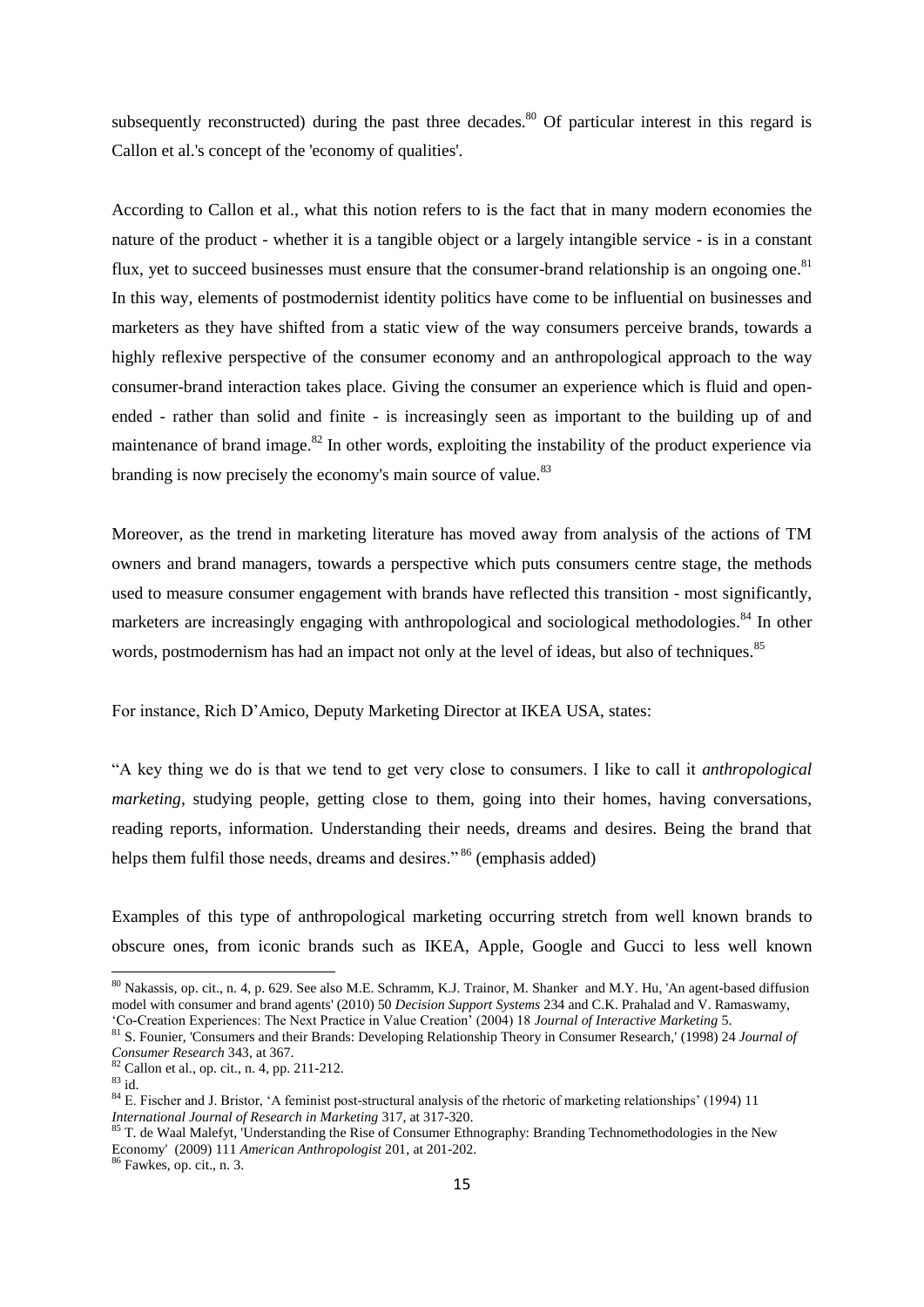subsequently reconstructed) during the past three decades.[80] Of particular interest in this regard is Callon et al.'s concept of the 'economy of qualities'.

According to Callon et al., what this notion refers to is the fact that in many modern economies the nature of the product - whether it is a tangible object or a largely intangible service - is in a constant flux, yet to succeed businesses must ensure that the consumer-brand relationship is an ongoing one.[81] In this way, elements of postmodernist identity politics have come to be influential on businesses and marketers as they have shifted from a static view of the way consumers perceive brands, towards a highly reflexive perspective of the consumer economy and an anthropological approach to the way consumer-brand interaction takes place. Giving the consumer an experience which is fluid and open-ended - rather than solid and finite - is increasingly seen as important to the building up of and maintenance of brand image.[82] In other words, exploiting the instability of the product experience via branding is now precisely the economy's main source of value.[83]

Moreover, as the trend in marketing literature has moved away from analysis of the actions of TM owners and brand managers, towards a perspective which puts consumers centre stage, the methods used to measure consumer engagement with brands have reflected this transition - most significantly, marketers are increasingly engaging with anthropological and sociological methodologies.[84] In other words, postmodernism has had an impact not only at the level of ideas, but also of techniques.[85]

For instance, Rich D'Amico, Deputy Marketing Director at IKEA USA, states:

"A key thing we do is that we tend to get very close to consumers. I like to call it *anthropological marketing*, studying people, getting close to them, going into their homes, having conversations, reading reports, information. Understanding their needs, dreams and desires. Being the brand that helps them fulfil those needs, dreams and desires."[86] (emphasis added)

Examples of this type of anthropological marketing occurring stretch from well known brands to obscure ones, from iconic brands such as IKEA, Apple, Google and Gucci to less well known

---

[80] Nakassis, op. cit., n. 4, p. 629. See also M.E. Schramm, K.J. Trainor, M. Shanker and M.Y. Hu, 'An agent-based diffusion model with consumer and brand agents' (2010) 50 *Decision Support Systems* 234 and C.K. Prahalad and V. Ramaswamy, 'Co-Creation Experiences: The Next Practice in Value Creation' (2004) 18 *Journal of Interactive Marketing* 5.

[81] S. Founier, 'Consumers and their Brands: Developing Relationship Theory in Consumer Research,' (1998) 24 *Journal of Consumer Research* 343, at 367.

[82] Callon et al., op. cit., n. 4, pp. 211-212.

[83] id.

[84] E. Fischer and J. Bristor, 'A feminist post-structural analysis of the rhetoric of marketing relationships' (1994) 11 *International Journal of Research in Marketing* 317, at 317-320.

[85] T. de Waal Malefyt, 'Understanding the Rise of Consumer Ethnography: Branding Technomethodologies in the New Economy' (2009) 111 *American Anthropologist* 201, at 201-202.

[86] Fawkes, op. cit., n. 3.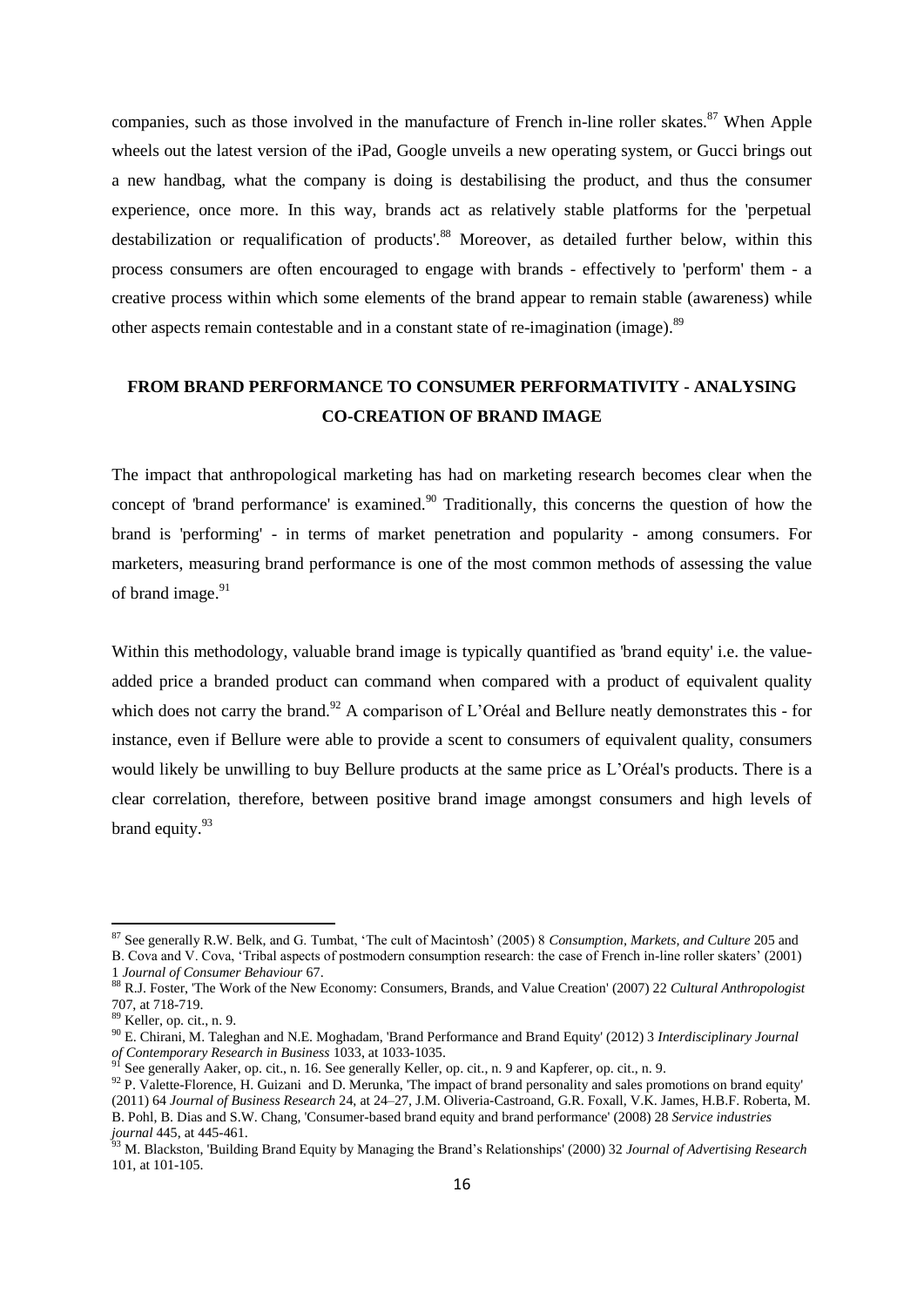companies, such as those involved in the manufacture of French in-line roller skates.[87] When Apple wheels out the latest version of the iPad, Google unveils a new operating system, or Gucci brings out a new handbag, what the company is doing is destabilising the product, and thus the consumer experience, once more. In this way, brands act as relatively stable platforms for the 'perpetual destabilization or requalification of products'.[88] Moreover, as detailed further below, within this process consumers are often encouraged to engage with brands - effectively to 'perform' them - a creative process within which some elements of the brand appear to remain stable (awareness) while other aspects remain contestable and in a constant state of re-imagination (image).[89]

## FROM BRAND PERFORMANCE TO CONSUMER PERFORMATIVITY - ANALYSING CO-CREATION OF BRAND IMAGE

The impact that anthropological marketing has had on marketing research becomes clear when the concept of 'brand performance' is examined.[90] Traditionally, this concerns the question of how the brand is 'performing' - in terms of market penetration and popularity - among consumers. For marketers, measuring brand performance is one of the most common methods of assessing the value of brand image.[91]

Within this methodology, valuable brand image is typically quantified as 'brand equity' i.e. the value-added price a branded product can command when compared with a product of equivalent quality which does not carry the brand.[92] A comparison of L'Oréal and Bellure neatly demonstrates this - for instance, even if Bellure were able to provide a scent to consumers of equivalent quality, consumers would likely be unwilling to buy Bellure products at the same price as L'Oréal's products. There is a clear correlation, therefore, between positive brand image amongst consumers and high levels of brand equity.[93]

---

[87] See generally R.W. Belk, and G. Tumbat, 'The cult of Macintosh' (2005) 8 *Consumption, Markets, and Culture* 205 and B. Cova and V. Cova, 'Tribal aspects of postmodern consumption research: the case of French in-line roller skaters' (2001) 1 *Journal of Consumer Behaviour* 67.

[88] R.J. Foster, 'The Work of the New Economy: Consumers, Brands, and Value Creation' (2007) 22 *Cultural Anthropologist* 707, at 718-719.

[89] Keller, op. cit., n. 9.

[90] E. Chirani, M. Taleghan and N.E. Moghadam, 'Brand Performance and Brand Equity' (2012) 3 *Interdisciplinary Journal of Contemporary Research in Business* 1033, at 1033-1035.

[91] See generally Aaker, op. cit., n. 16. See generally Keller, op. cit., n. 9 and Kapferer, op. cit., n. 9.

[92] P. Valette-Florence, H. Guizani and D. Merunka, 'The impact of brand personality and sales promotions on brand equity' (2011) 64 *Journal of Business Research* 24, at 24–27, J.M. Oliveria-Castroand, G.R. Foxall, V.K. James, H.B.F. Roberta, M. B. Pohl, B. Dias and S.W. Chang, 'Consumer-based brand equity and brand performance' (2008) 28 *Service industries journal* 445, at 445-461.

[93] M. Blackston, 'Building Brand Equity by Managing the Brand's Relationships' (2000) 32 *Journal of Advertising Research* 101, at 101-105.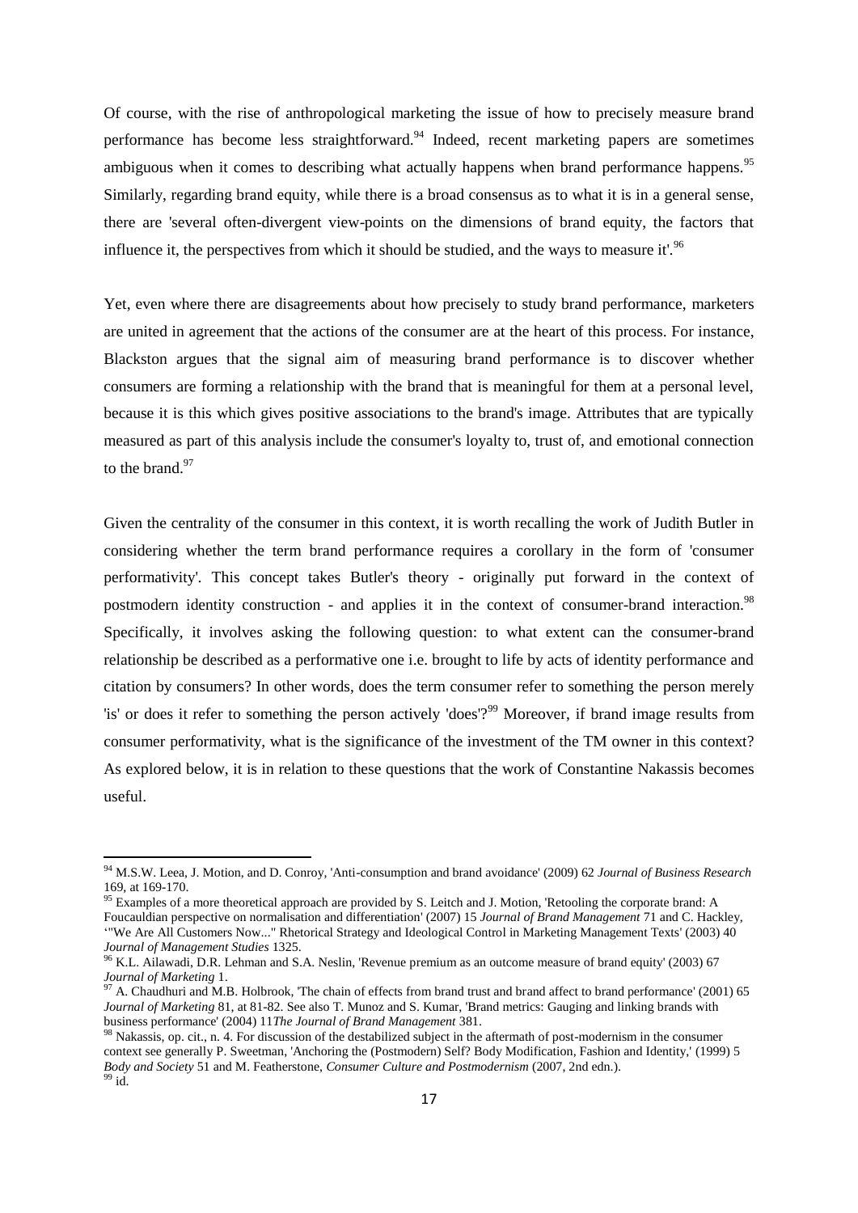Of course, with the rise of anthropological marketing the issue of how to precisely measure brand performance has become less straightforward.[94] Indeed, recent marketing papers are sometimes ambiguous when it comes to describing what actually happens when brand performance happens.[95] Similarly, regarding brand equity, while there is a broad consensus as to what it is in a general sense, there are 'several often-divergent view-points on the dimensions of brand equity, the factors that influence it, the perspectives from which it should be studied, and the ways to measure it'.[96]

Yet, even where there are disagreements about how precisely to study brand performance, marketers are united in agreement that the actions of the consumer are at the heart of this process. For instance, Blackston argues that the signal aim of measuring brand performance is to discover whether consumers are forming a relationship with the brand that is meaningful for them at a personal level, because it is this which gives positive associations to the brand's image. Attributes that are typically measured as part of this analysis include the consumer's loyalty to, trust of, and emotional connection to the brand.[97]

Given the centrality of the consumer in this context, it is worth recalling the work of Judith Butler in considering whether the term brand performance requires a corollary in the form of 'consumer performativity'. This concept takes Butler's theory - originally put forward in the context of postmodern identity construction - and applies it in the context of consumer-brand interaction.[98] Specifically, it involves asking the following question: to what extent can the consumer-brand relationship be described as a performative one i.e. brought to life by acts of identity performance and citation by consumers? In other words, does the term consumer refer to something the person merely 'is' or does it refer to something the person actively 'does'?[99] Moreover, if brand image results from consumer performativity, what is the significance of the investment of the TM owner in this context? As explored below, it is in relation to these questions that the work of Constantine Nakassis becomes useful.

---

[94] M.S.W. Leea, J. Motion, and D. Conroy, 'Anti-consumption and brand avoidance' (2009) 62 *Journal of Business Research* 169, at 169-170.

[95] Examples of a more theoretical approach are provided by S. Leitch and J. Motion, 'Retooling the corporate brand: A Foucauldian perspective on normalisation and differentiation' (2007) 15 *Journal of Brand Management* 71 and C. Hackley, '"We Are All Customers Now..." Rhetorical Strategy and Ideological Control in Marketing Management Texts' (2003) 40 *Journal of Management Studies* 1325.

[96] K.L. Ailawadi, D.R. Lehman and S.A. Neslin, 'Revenue premium as an outcome measure of brand equity' (2003) 67 *Journal of Marketing* 1.

[97] A. Chaudhuri and M.B. Holbrook, 'The chain of effects from brand trust and brand affect to brand performance' (2001) 65 *Journal of Marketing* 81, at 81-82. See also T. Munoz and S. Kumar, 'Brand metrics: Gauging and linking brands with business performance' (2004) 11*The Journal of Brand Management* 381.

[98] Nakassis, op. cit., n. 4. For discussion of the destabilized subject in the aftermath of post-modernism in the consumer context see generally P. Sweetman, 'Anchoring the (Postmodern) Self? Body Modification, Fashion and Identity,' (1999) 5 *Body and Society* 51 and M. Featherstone, *Consumer Culture and Postmodernism* (2007, 2nd edn.).

[99] id.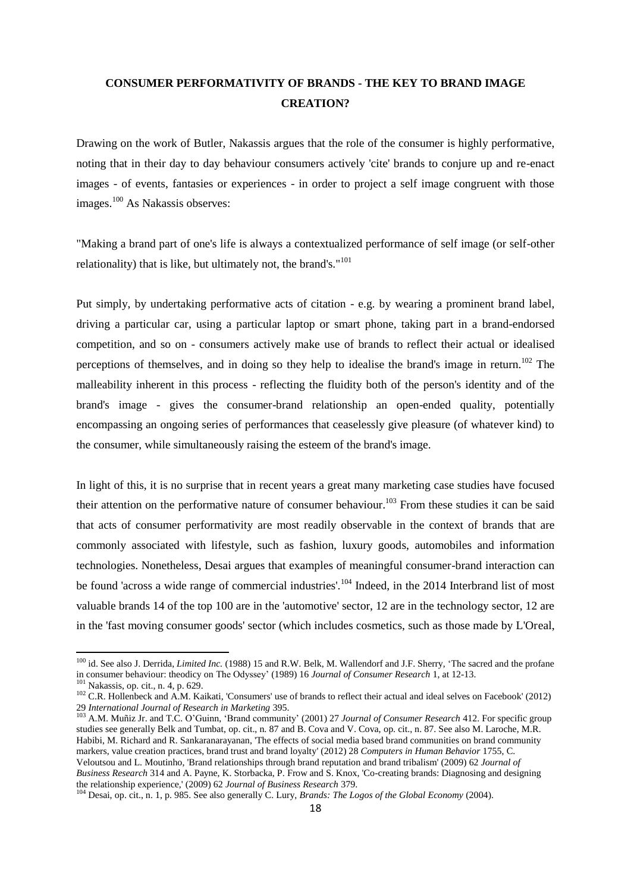## CONSUMER PERFORMATIVITY OF BRANDS - THE KEY TO BRAND IMAGE CREATION?

Drawing on the work of Butler, Nakassis argues that the role of the consumer is highly performative, noting that in their day to day behaviour consumers actively 'cite' brands to conjure up and re-enact images - of events, fantasies or experiences - in order to project a self image congruent with those images.[100] As Nakassis observes:

"Making a brand part of one's life is always a contextualized performance of self image (or self-other relationality) that is like, but ultimately not, the brand's."[101]

Put simply, by undertaking performative acts of citation - e.g. by wearing a prominent brand label, driving a particular car, using a particular laptop or smart phone, taking part in a brand-endorsed competition, and so on - consumers actively make use of brands to reflect their actual or idealised perceptions of themselves, and in doing so they help to idealise the brand's image in return.[102] The malleability inherent in this process - reflecting the fluidity both of the person's identity and of the brand's image - gives the consumer-brand relationship an open-ended quality, potentially encompassing an ongoing series of performances that ceaselessly give pleasure (of whatever kind) to the consumer, while simultaneously raising the esteem of the brand's image.

In light of this, it is no surprise that in recent years a great many marketing case studies have focused their attention on the performative nature of consumer behaviour.[103] From these studies it can be said that acts of consumer performativity are most readily observable in the context of brands that are commonly associated with lifestyle, such as fashion, luxury goods, automobiles and information technologies. Nonetheless, Desai argues that examples of meaningful consumer-brand interaction can be found 'across a wide range of commercial industries'.[104] Indeed, in the 2014 Interbrand list of most valuable brands 14 of the top 100 are in the 'automotive' sector, 12 are in the technology sector, 12 are in the 'fast moving consumer goods' sector (which includes cosmetics, such as those made by L'Oreal,

---

[100] id. See also J. Derrida, *Limited Inc.* (1988) 15 and R.W. Belk, M. Wallendorf and J.F. Sherry, 'The sacred and the profane in consumer behaviour: theodicy on The Odyssey' (1989) 16 *Journal of Consumer Research* 1, at 12-13.

[101] Nakassis, op. cit., n. 4, p. 629.

[102] C.R. Hollenbeck and A.M. Kaikati, 'Consumers' use of brands to reflect their actual and ideal selves on Facebook' (2012) 29 *International Journal of Research in Marketing* 395.

[103] A.M. Muñiz Jr. and T.C. O'Guinn, 'Brand community' (2001) 27 *Journal of Consumer Research* 412. For specific group studies see generally Belk and Tumbat, op. cit., n. 87 and B. Cova and V. Cova, op. cit., n. 87. See also M. Laroche, M.R. Habibi, M. Richard and R. Sankaranarayanan, 'The effects of social media based brand communities on brand community markers, value creation practices, brand trust and brand loyalty' (2012) 28 *Computers in Human Behavior* 1755, C. Veloutsou and L. Moutinho, 'Brand relationships through brand reputation and brand tribalism' (2009) 62 *Journal of Business Research* 314 and A. Payne, K. Storbacka, P. Frow and S. Knox, 'Co-creating brands: Diagnosing and designing the relationship experience,' (2009) 62 *Journal of Business Research* 379.

[104] Desai, op. cit., n. 1, p. 985. See also generally C. Lury, *Brands: The Logos of the Global Economy* (2004).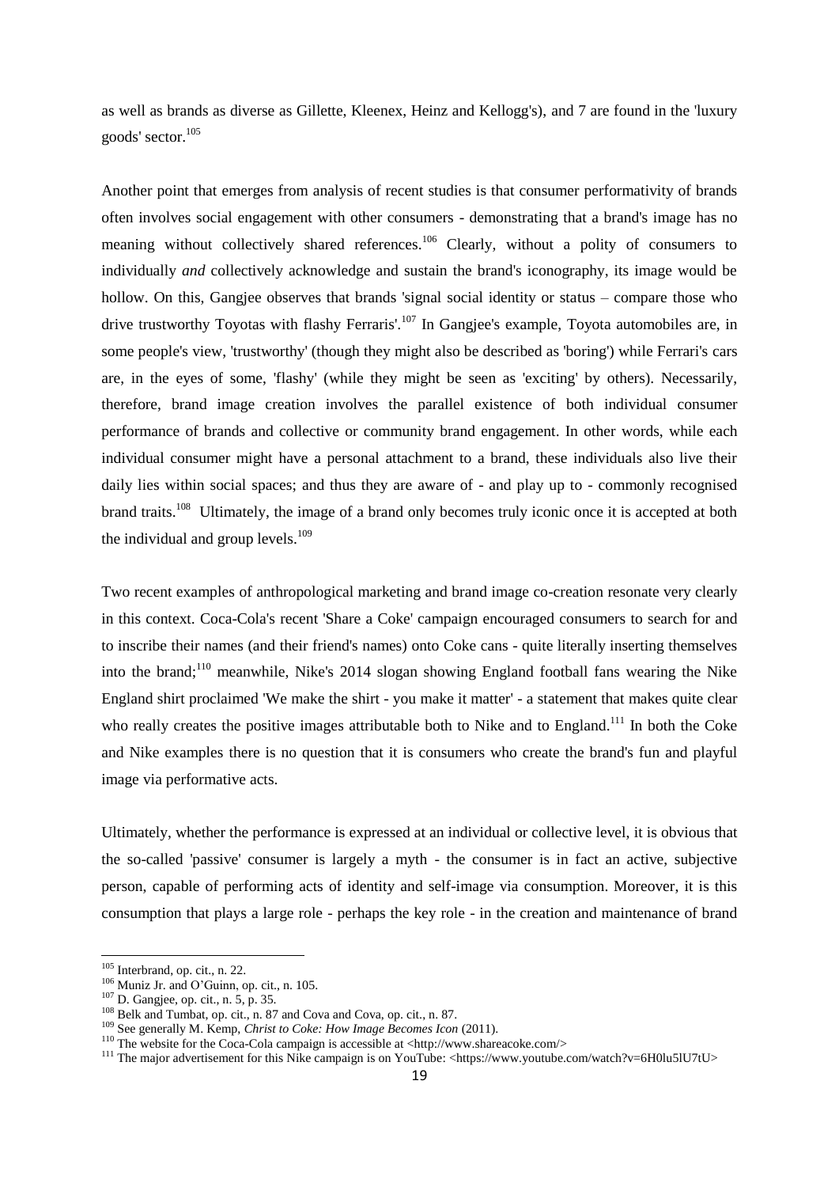as well as brands as diverse as Gillette, Kleenex, Heinz and Kellogg's), and 7 are found in the 'luxury goods' sector.[105]

Another point that emerges from analysis of recent studies is that consumer performativity of brands often involves social engagement with other consumers - demonstrating that a brand's image has no meaning without collectively shared references.[106] Clearly, without a polity of consumers to individually *and* collectively acknowledge and sustain the brand's iconography, its image would be hollow. On this, Gangjee observes that brands 'signal social identity or status – compare those who drive trustworthy Toyotas with flashy Ferraris'.[107] In Gangjee's example, Toyota automobiles are, in some people's view, 'trustworthy' (though they might also be described as 'boring') while Ferrari's cars are, in the eyes of some, 'flashy' (while they might be seen as 'exciting' by others). Necessarily, therefore, brand image creation involves the parallel existence of both individual consumer performance of brands and collective or community brand engagement. In other words, while each individual consumer might have a personal attachment to a brand, these individuals also live their daily lies within social spaces; and thus they are aware of - and play up to - commonly recognised brand traits.[108] Ultimately, the image of a brand only becomes truly iconic once it is accepted at both the individual and group levels.[109]

Two recent examples of anthropological marketing and brand image co-creation resonate very clearly in this context. Coca-Cola's recent 'Share a Coke' campaign encouraged consumers to search for and to inscribe their names (and their friend's names) onto Coke cans - quite literally inserting themselves into the brand;[110] meanwhile, Nike's 2014 slogan showing England football fans wearing the Nike England shirt proclaimed 'We make the shirt - you make it matter' - a statement that makes quite clear who really creates the positive images attributable both to Nike and to England.[111] In both the Coke and Nike examples there is no question that it is consumers who create the brand's fun and playful image via performative acts.

Ultimately, whether the performance is expressed at an individual or collective level, it is obvious that the so-called 'passive' consumer is largely a myth - the consumer is in fact an active, subjective person, capable of performing acts of identity and self-image via consumption. Moreover, it is this consumption that plays a large role - perhaps the key role - in the creation and maintenance of brand

---

[105] Interbrand, op. cit., n. 22.

[106] Muniz Jr. and O'Guinn, op. cit., n. 105.

[107] D. Gangjee, op. cit., n. 5, p. 35.

[108] Belk and Tumbat, op. cit., n. 87 and Cova and Cova, op. cit., n. 87.

[109] See generally M. Kemp, *Christ to Coke: How Image Becomes Icon* (2011).

[110] The website for the Coca-Cola campaign is accessible at <http://www.shareacoke.com/>

[111] The major advertisement for this Nike campaign is on YouTube: <https://www.youtube.com/watch?v=6H0lu5lU7tU>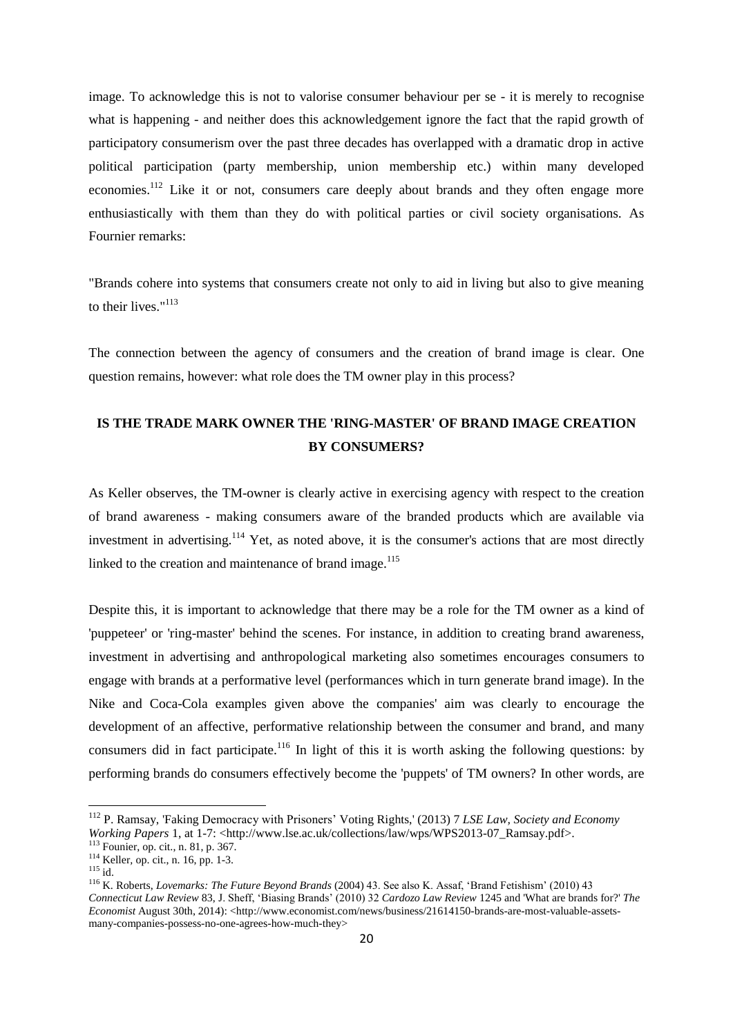image. To acknowledge this is not to valorise consumer behaviour per se - it is merely to recognise what is happening - and neither does this acknowledgement ignore the fact that the rapid growth of participatory consumerism over the past three decades has overlapped with a dramatic drop in active political participation (party membership, union membership etc.) within many developed economies.[112] Like it or not, consumers care deeply about brands and they often engage more enthusiastically with them than they do with political parties or civil society organisations. As Fournier remarks:

"Brands cohere into systems that consumers create not only to aid in living but also to give meaning to their lives."[113]

The connection between the agency of consumers and the creation of brand image is clear. One question remains, however: what role does the TM owner play in this process?

## IS THE TRADE MARK OWNER THE 'RING-MASTER' OF BRAND IMAGE CREATION BY CONSUMERS?

As Keller observes, the TM-owner is clearly active in exercising agency with respect to the creation of brand awareness - making consumers aware of the branded products which are available via investment in advertising.[114] Yet, as noted above, it is the consumer's actions that are most directly linked to the creation and maintenance of brand image.[115]

Despite this, it is important to acknowledge that there may be a role for the TM owner as a kind of 'puppeteer' or 'ring-master' behind the scenes. For instance, in addition to creating brand awareness, investment in advertising and anthropological marketing also sometimes encourages consumers to engage with brands at a performative level (performances which in turn generate brand image). In the Nike and Coca-Cola examples given above the companies' aim was clearly to encourage the development of an affective, performative relationship between the consumer and brand, and many consumers did in fact participate.[116] In light of this it is worth asking the following questions: by performing brands do consumers effectively become the 'puppets' of TM owners? In other words, are

---

[112] P. Ramsay, 'Faking Democracy with Prisoners' Voting Rights,' (2013) 7 *LSE Law, Society and Economy Working Papers* 1, at 1-7: <http://www.lse.ac.uk/collections/law/wps/WPS2013-07_Ramsay.pdf>.

[113] Founier, op. cit., n. 81, p. 367.

[114] Keller, op. cit., n. 16, pp. 1-3.

[115] id.

[116] K. Roberts, *Lovemarks: The Future Beyond Brands* (2004) 43. See also K. Assaf, 'Brand Fetishism' (2010) 43 *Connecticut Law Review* 83, J. Sheff, 'Biasing Brands' (2010) 32 *Cardozo Law Review* 1245 and 'What are brands for?' *The Economist* August 30th, 2014): <http://www.economist.com/news/business/21614150-brands-are-most-valuable-assets-many-companies-possess-no-one-agrees-how-much-they>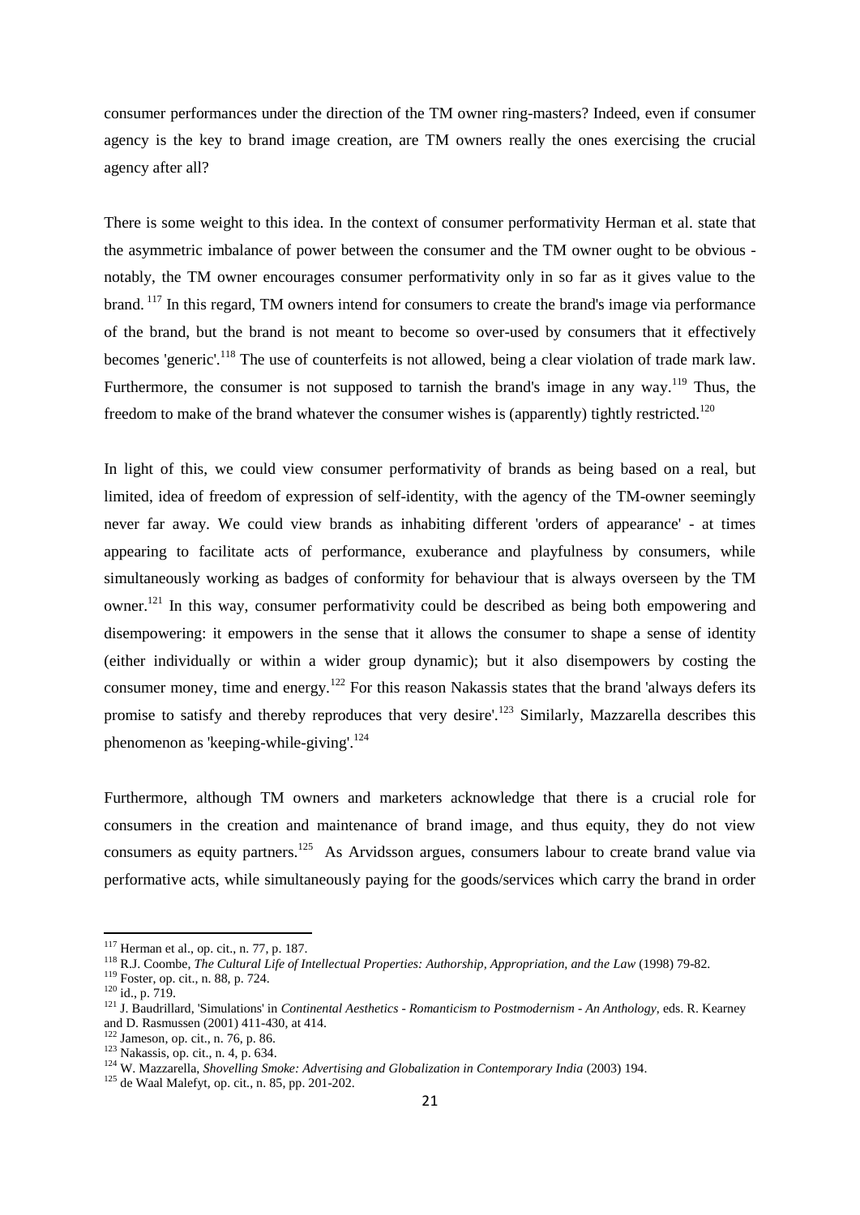consumer performances under the direction of the TM owner ring-masters? Indeed, even if consumer agency is the key to brand image creation, are TM owners really the ones exercising the crucial agency after all?

There is some weight to this idea. In the context of consumer performativity Herman et al. state that the asymmetric imbalance of power between the consumer and the TM owner ought to be obvious - notably, the TM owner encourages consumer performativity only in so far as it gives value to the brand.[117] In this regard, TM owners intend for consumers to create the brand's image via performance of the brand, but the brand is not meant to become so over-used by consumers that it effectively becomes 'generic'.[118] The use of counterfeits is not allowed, being a clear violation of trade mark law. Furthermore, the consumer is not supposed to tarnish the brand's image in any way.[119] Thus, the freedom to make of the brand whatever the consumer wishes is (apparently) tightly restricted.[120]

In light of this, we could view consumer performativity of brands as being based on a real, but limited, idea of freedom of expression of self-identity, with the agency of the TM-owner seemingly never far away. We could view brands as inhabiting different 'orders of appearance' - at times appearing to facilitate acts of performance, exuberance and playfulness by consumers, while simultaneously working as badges of conformity for behaviour that is always overseen by the TM owner.[121] In this way, consumer performativity could be described as being both empowering and disempowering: it empowers in the sense that it allows the consumer to shape a sense of identity (either individually or within a wider group dynamic); but it also disempowers by costing the consumer money, time and energy.[122] For this reason Nakassis states that the brand 'always defers its promise to satisfy and thereby reproduces that very desire'.[123] Similarly, Mazzarella describes this phenomenon as 'keeping-while-giving'.[124]

Furthermore, although TM owners and marketers acknowledge that there is a crucial role for consumers in the creation and maintenance of brand image, and thus equity, they do not view consumers as equity partners.[125] As Arvidsson argues, consumers labour to create brand value via performative acts, while simultaneously paying for the goods/services which carry the brand in order

---

[117] Herman et al., op. cit., n. 77, p. 187.
[118] R.J. Coombe, *The Cultural Life of Intellectual Properties: Authorship, Appropriation, and the Law* (1998) 79-82.
[119] Foster, op. cit., n. 88, p. 724.
[120] id., p. 719.
[121] J. Baudrillard, 'Simulations' in *Continental Aesthetics - Romanticism to Postmodernism - An Anthology*, eds. R. Kearney and D. Rasmussen (2001) 411-430, at 414.
[122] Jameson, op. cit., n. 76, p. 86.
[123] Nakassis, op. cit., n. 4, p. 634.
[124] W. Mazzarella, *Shovelling Smoke: Advertising and Globalization in Contemporary India* (2003) 194.
[125] de Waal Malefyt, op. cit., n. 85, pp. 201-202.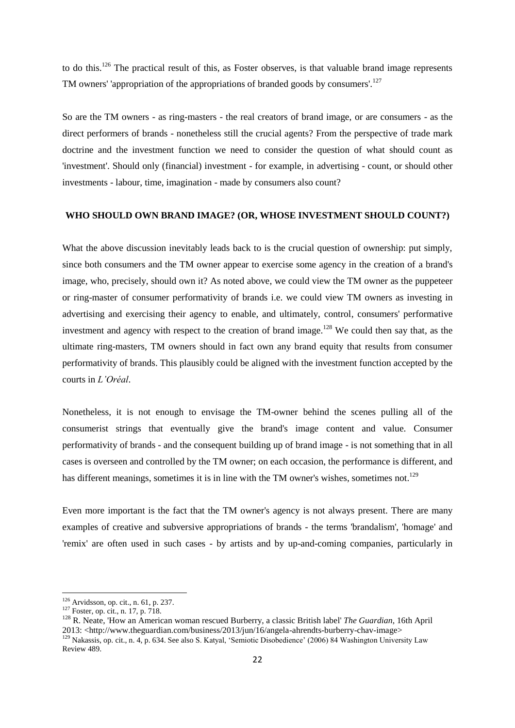to do this.[126] The practical result of this, as Foster observes, is that valuable brand image represents TM owners' 'appropriation of the appropriations of branded goods by consumers'.[127]

So are the TM owners - as ring-masters - the real creators of brand image, or are consumers - as the direct performers of brands - nonetheless still the crucial agents? From the perspective of trade mark doctrine and the investment function we need to consider the question of what should count as 'investment'. Should only (financial) investment - for example, in advertising - count, or should other investments - labour, time, imagination - made by consumers also count?

## WHO SHOULD OWN BRAND IMAGE? (OR, WHOSE INVESTMENT SHOULD COUNT?)

What the above discussion inevitably leads back to is the crucial question of ownership: put simply, since both consumers and the TM owner appear to exercise some agency in the creation of a brand's image, who, precisely, should own it? As noted above, we could view the TM owner as the puppeteer or ring-master of consumer performativity of brands i.e. we could view TM owners as investing in advertising and exercising their agency to enable, and ultimately, control, consumers' performative investment and agency with respect to the creation of brand image.[128] We could then say that, as the ultimate ring-masters, TM owners should in fact own any brand equity that results from consumer performativity of brands. This plausibly could be aligned with the investment function accepted by the courts in *L'Oréal*.

Nonetheless, it is not enough to envisage the TM-owner behind the scenes pulling all of the consumerist strings that eventually give the brand's image content and value. Consumer performativity of brands - and the consequent building up of brand image - is not something that in all cases is overseen and controlled by the TM owner; on each occasion, the performance is different, and has different meanings, sometimes it is in line with the TM owner's wishes, sometimes not.[129]

Even more important is the fact that the TM owner's agency is not always present. There are many examples of creative and subversive appropriations of brands - the terms 'brandalism', 'homage' and 'remix' are often used in such cases - by artists and by up-and-coming companies, particularly in

---

[126] Arvidsson, op. cit., n. 61, p. 237.

[127] Foster, op. cit., n. 17, p. 718.

[128] R. Neate, 'How an American woman rescued Burberry, a classic British label' *The Guardian*, 16th April 2013: <http://www.theguardian.com/business/2013/jun/16/angela-ahrendts-burberry-chav-image>

[129] Nakassis, op. cit., n. 4, p. 634. See also S. Katyal, 'Semiotic Disobedience' (2006) 84 Washington University Law Review 489.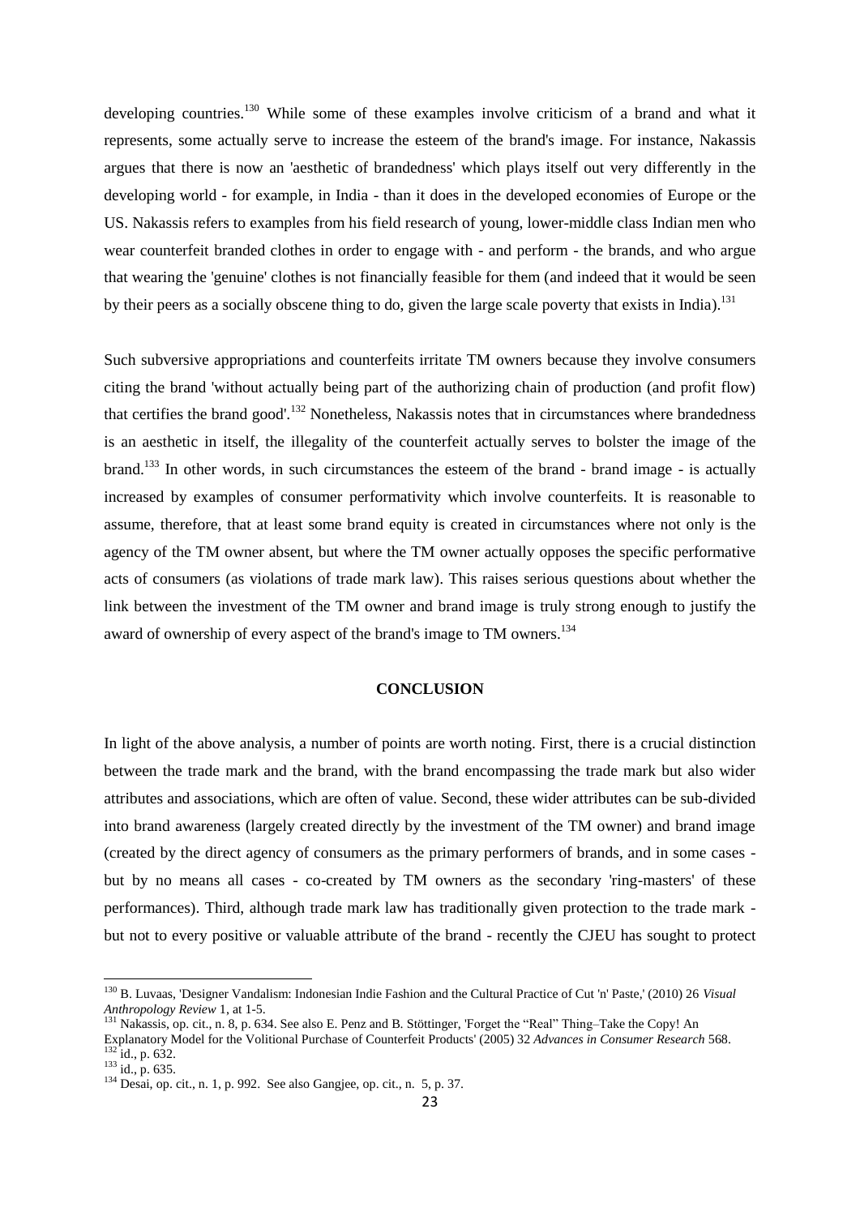developing countries.[130] While some of these examples involve criticism of a brand and what it represents, some actually serve to increase the esteem of the brand's image. For instance, Nakassis argues that there is now an 'aesthetic of brandedness' which plays itself out very differently in the developing world - for example, in India - than it does in the developed economies of Europe or the US. Nakassis refers to examples from his field research of young, lower-middle class Indian men who wear counterfeit branded clothes in order to engage with - and perform - the brands, and who argue that wearing the 'genuine' clothes is not financially feasible for them (and indeed that it would be seen by their peers as a socially obscene thing to do, given the large scale poverty that exists in India).[131]

Such subversive appropriations and counterfeits irritate TM owners because they involve consumers citing the brand 'without actually being part of the authorizing chain of production (and profit flow) that certifies the brand good'.[132] Nonetheless, Nakassis notes that in circumstances where brandedness is an aesthetic in itself, the illegality of the counterfeit actually serves to bolster the image of the brand.[133] In other words, in such circumstances the esteem of the brand - brand image - is actually increased by examples of consumer performativity which involve counterfeits. It is reasonable to assume, therefore, that at least some brand equity is created in circumstances where not only is the agency of the TM owner absent, but where the TM owner actually opposes the specific performative acts of consumers (as violations of trade mark law). This raises serious questions about whether the link between the investment of the TM owner and brand image is truly strong enough to justify the award of ownership of every aspect of the brand's image to TM owners.[134]

## CONCLUSION

In light of the above analysis, a number of points are worth noting. First, there is a crucial distinction between the trade mark and the brand, with the brand encompassing the trade mark but also wider attributes and associations, which are often of value. Second, these wider attributes can be sub-divided into brand awareness (largely created directly by the investment of the TM owner) and brand image (created by the direct agency of consumers as the primary performers of brands, and in some cases - but by no means all cases - co-created by TM owners as the secondary 'ring-masters' of these performances). Third, although trade mark law has traditionally given protection to the trade mark - but not to every positive or valuable attribute of the brand - recently the CJEU has sought to protect

---

[130] B. Luvaas, 'Designer Vandalism: Indonesian Indie Fashion and the Cultural Practice of Cut 'n' Paste,' (2010) 26 *Visual Anthropology Review* 1, at 1-5.

[131] Nakassis, op. cit., n. 8, p. 634. See also E. Penz and B. Stöttinger, 'Forget the "Real" Thing–Take the Copy! An Explanatory Model for the Volitional Purchase of Counterfeit Products' (2005) 32 *Advances in Consumer Research* 568.

[132] id., p. 632.

[133] id., p. 635.

[134] Desai, op. cit., n. 1, p. 992. See also Gangjee, op. cit., n. 5, p. 37.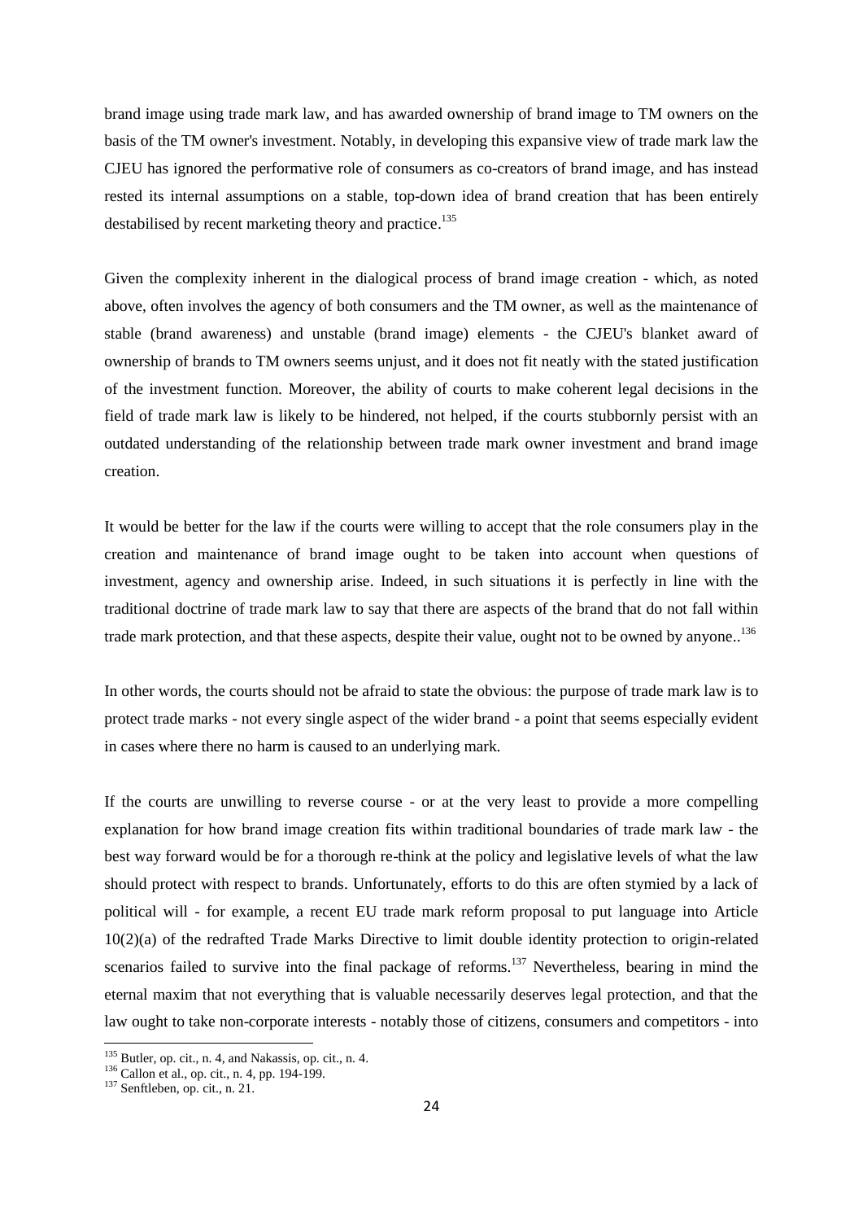brand image using trade mark law, and has awarded ownership of brand image to TM owners on the basis of the TM owner's investment. Notably, in developing this expansive view of trade mark law the CJEU has ignored the performative role of consumers as co-creators of brand image, and has instead rested its internal assumptions on a stable, top-down idea of brand creation that has been entirely destabilised by recent marketing theory and practice.[135]

Given the complexity inherent in the dialogical process of brand image creation - which, as noted above, often involves the agency of both consumers and the TM owner, as well as the maintenance of stable (brand awareness) and unstable (brand image) elements - the CJEU's blanket award of ownership of brands to TM owners seems unjust, and it does not fit neatly with the stated justification of the investment function. Moreover, the ability of courts to make coherent legal decisions in the field of trade mark law is likely to be hindered, not helped, if the courts stubbornly persist with an outdated understanding of the relationship between trade mark owner investment and brand image creation.

It would be better for the law if the courts were willing to accept that the role consumers play in the creation and maintenance of brand image ought to be taken into account when questions of investment, agency and ownership arise. Indeed, in such situations it is perfectly in line with the traditional doctrine of trade mark law to say that there are aspects of the brand that do not fall within trade mark protection, and that these aspects, despite their value, ought not to be owned by anyone..[136]

In other words, the courts should not be afraid to state the obvious: the purpose of trade mark law is to protect trade marks - not every single aspect of the wider brand - a point that seems especially evident in cases where there no harm is caused to an underlying mark.

If the courts are unwilling to reverse course - or at the very least to provide a more compelling explanation for how brand image creation fits within traditional boundaries of trade mark law - the best way forward would be for a thorough re-think at the policy and legislative levels of what the law should protect with respect to brands. Unfortunately, efforts to do this are often stymied by a lack of political will - for example, a recent EU trade mark reform proposal to put language into Article 10(2)(a) of the redrafted Trade Marks Directive to limit double identity protection to origin-related scenarios failed to survive into the final package of reforms.[137] Nevertheless, bearing in mind the eternal maxim that not everything that is valuable necessarily deserves legal protection, and that the law ought to take non-corporate interests - notably those of citizens, consumers and competitors - into

[135] Butler, op. cit., n. 4, and Nakassis, op. cit., n. 4.

[136] Callon et al., op. cit., n. 4, pp. 194-199.

[137] Senftleben, op. cit., n. 21.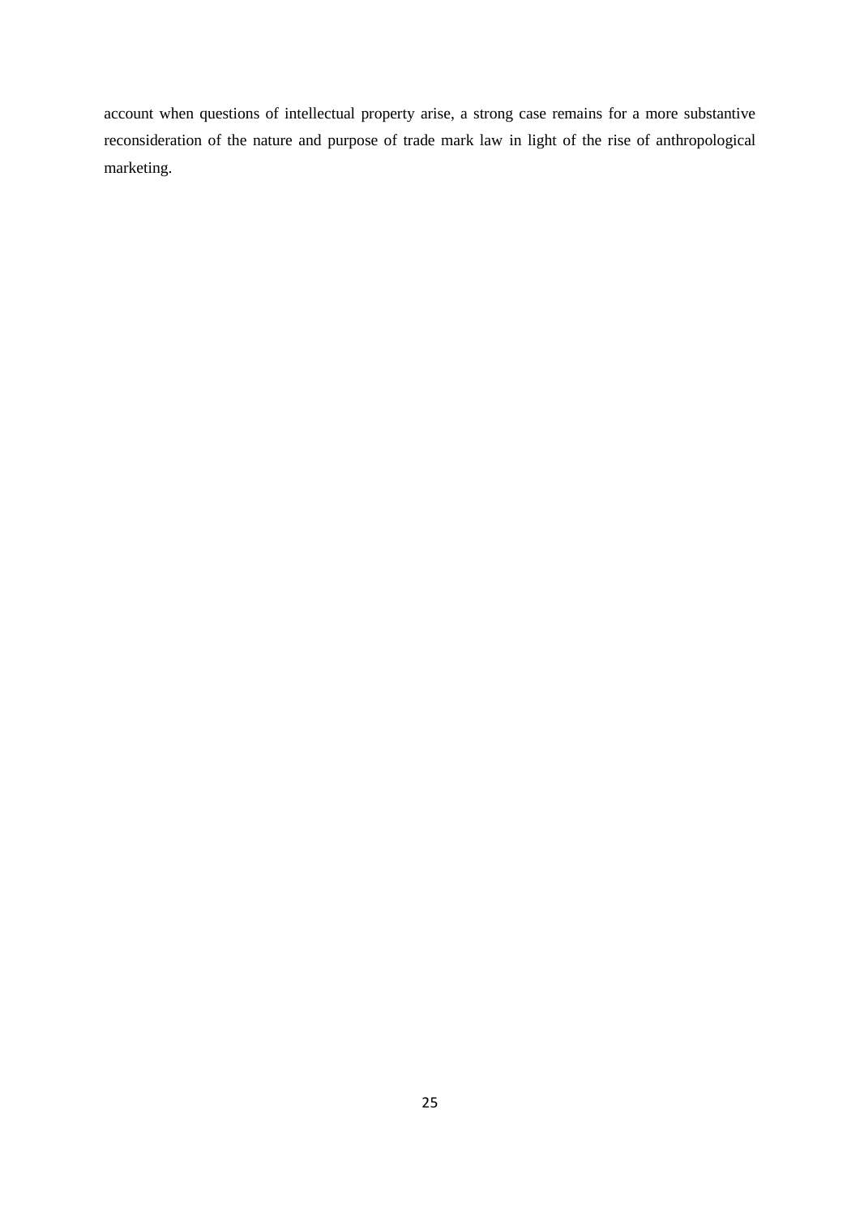account when questions of intellectual property arise, a strong case remains for a more substantive reconsideration of the nature and purpose of trade mark law in light of the rise of anthropological marketing.